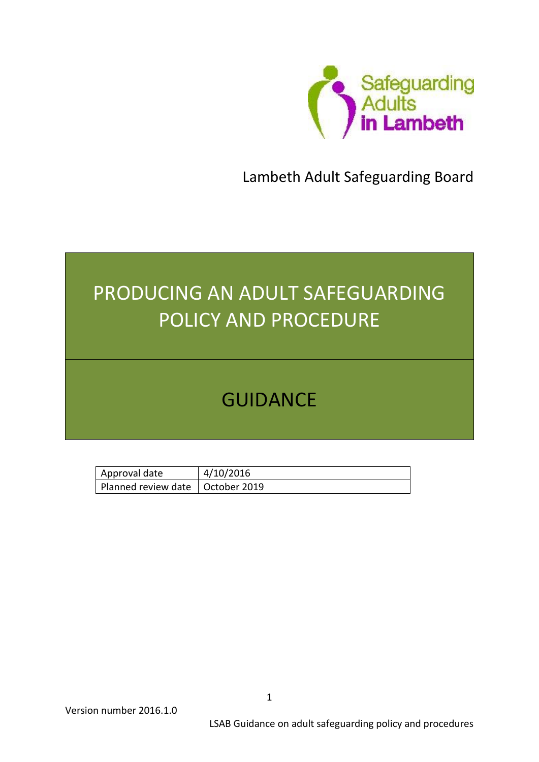Safeguarding Adults in Lambeth

Lambeth Adult Safeguarding Board

# PRODUCING AN ADULT SAFEGUARDING POLICY AND PROCEDURE

## GUIDANCE

| Approval date | 4/10/2016 |
| --- | --- |
| Planned review date | October 2019 |

Version number 2016.1.0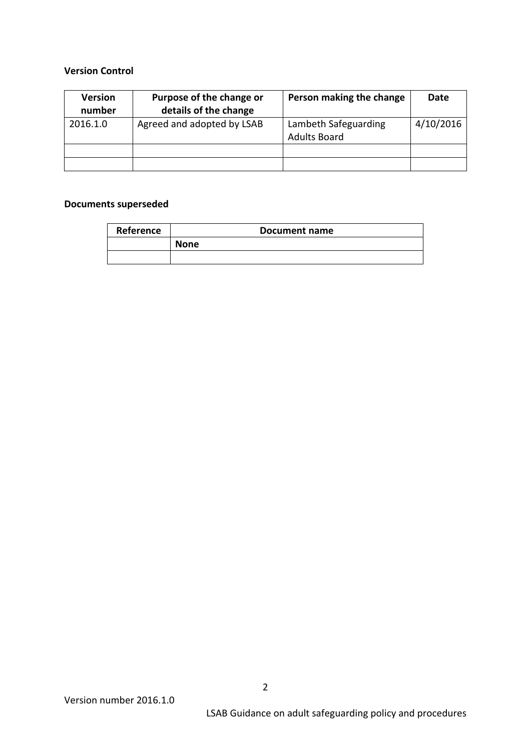**Version Control**

| Version number | Purpose of the change or details of the change | Person making the change | Date |
|---|---|---|---|
| 2016.1.0 | Agreed and adopted by LSAB | Lambeth Safeguarding Adults Board | 4/10/2016 |
| | | | |
| | | | |

**Documents superseded**

| Reference | Document name |
|---|---|
| | **None** |
| | |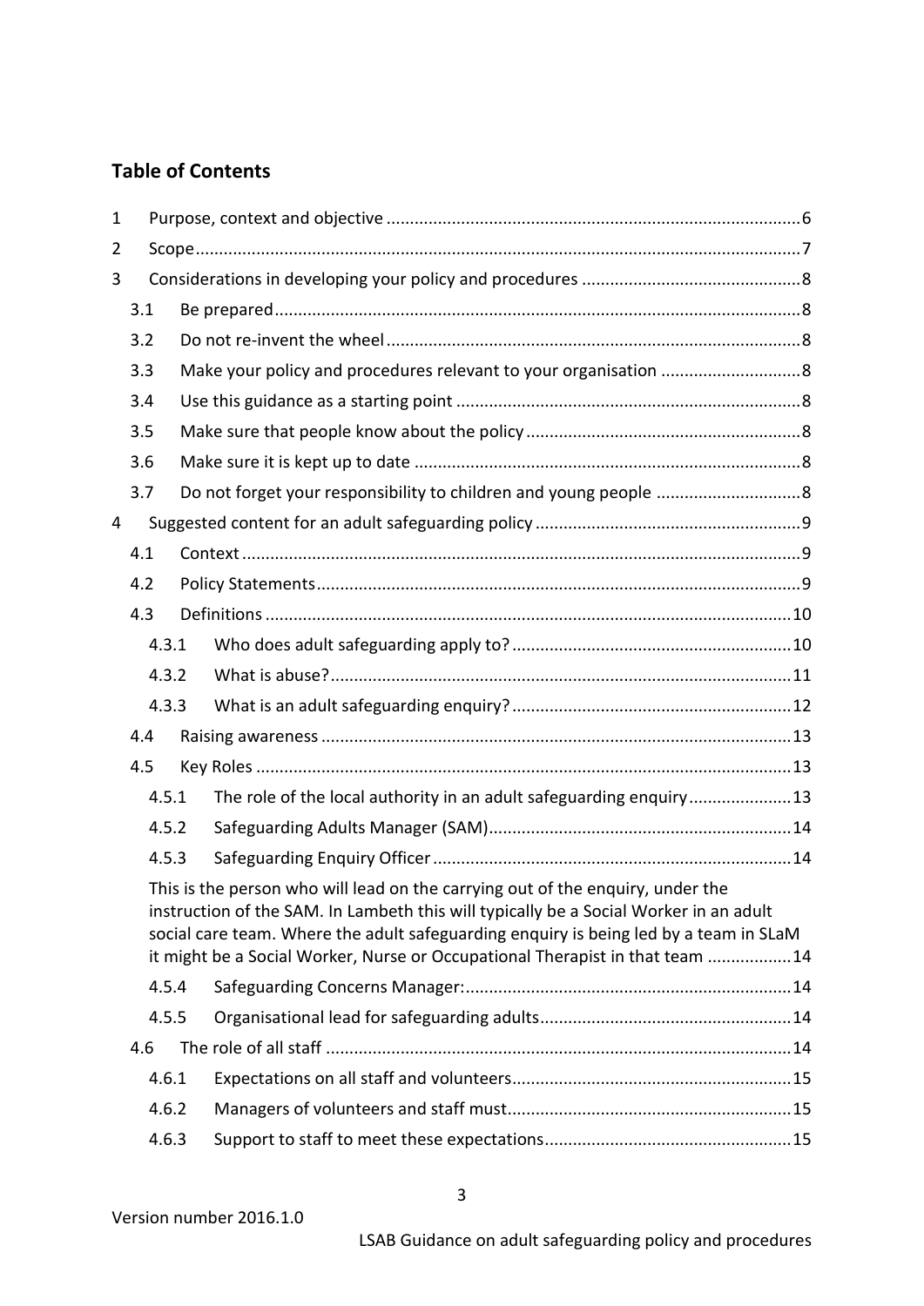## Table of Contents

1 Purpose, context and objective .......... 6
2 Scope .......... 7
3 Considerations in developing your policy and procedures .......... 8
- 3.1 Be prepared .......... 8
- 3.2 Do not re-invent the wheel .......... 8
- 3.3 Make your policy and procedures relevant to your organisation .......... 8
- 3.4 Use this guidance as a starting point .......... 8
- 3.5 Make sure that people know about the policy .......... 8
- 3.6 Make sure it is kept up to date .......... 8
- 3.7 Do not forget your responsibility to children and young people .......... 8

4 Suggested content for an adult safeguarding policy .......... 9
- 4.1 Context .......... 9
- 4.2 Policy Statements .......... 9
- 4.3 Definitions .......... 10
  - 4.3.1 Who does adult safeguarding apply to? .......... 10
  - 4.3.2 What is abuse? .......... 11
  - 4.3.3 What is an adult safeguarding enquiry? .......... 12
- 4.4 Raising awareness .......... 13
- 4.5 Key Roles .......... 13
  - 4.5.1 The role of the local authority in an adult safeguarding enquiry .......... 13
  - 4.5.2 Safeguarding Adults Manager (SAM) .......... 14
  - 4.5.3 Safeguarding Enquiry Officer .......... 14

    This is the person who will lead on the carrying out of the enquiry, under the instruction of the SAM. In Lambeth this will typically be a Social Worker in an adult social care team. Where the adult safeguarding enquiry is being led by a team in SLaM it might be a Social Worker, Nurse or Occupational Therapist in that team .......... 14
  - 4.5.4 Safeguarding Concerns Manager: .......... 14
  - 4.5.5 Organisational lead for safeguarding adults .......... 14
- 4.6 The role of all staff .......... 14
  - 4.6.1 Expectations on all staff and volunteers .......... 15
  - 4.6.2 Managers of volunteers and staff must .......... 15
  - 4.6.3 Support to staff to meet these expectations .......... 15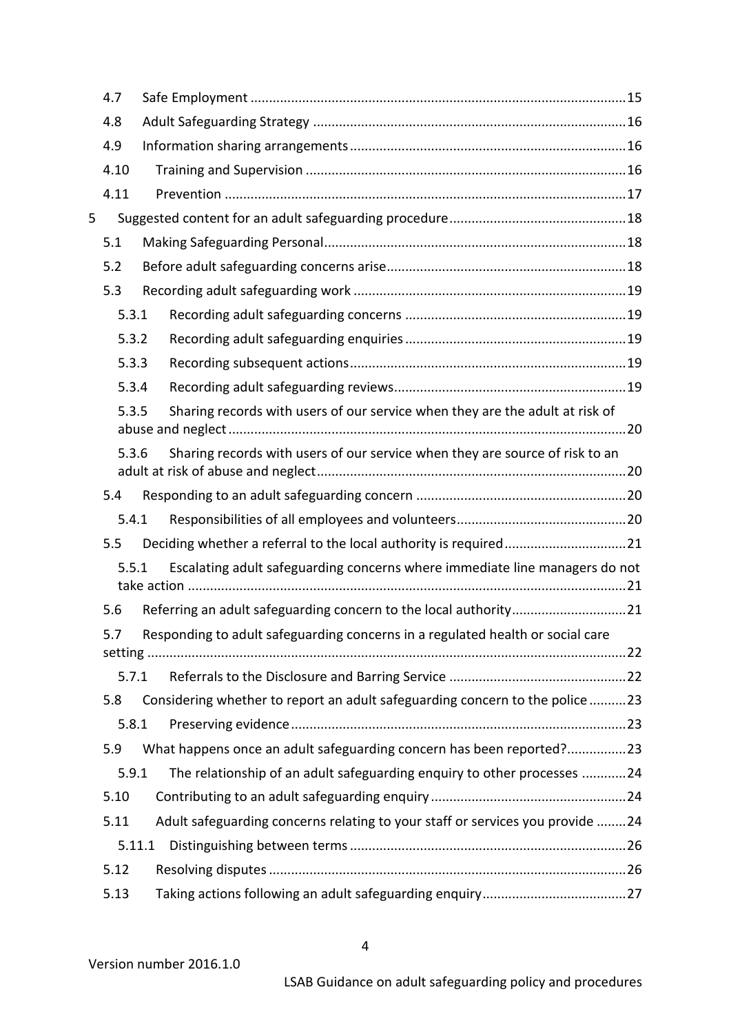4.7 Safe Employment ..... 15

4.8 Adult Safeguarding Strategy ..... 16

4.9 Information sharing arrangements ..... 16

4.10 Training and Supervision ..... 16

4.11 Prevention ..... 17

5 Suggested content for an adult safeguarding procedure ..... 18

5.1 Making Safeguarding Personal ..... 18

5.2 Before adult safeguarding concerns arise ..... 18

5.3 Recording adult safeguarding work ..... 19

5.3.1 Recording adult safeguarding concerns ..... 19

5.3.2 Recording adult safeguarding enquiries ..... 19

5.3.3 Recording subsequent actions ..... 19

5.3.4 Recording adult safeguarding reviews ..... 19

5.3.5 Sharing records with users of our service when they are the adult at risk of abuse and neglect ..... 20

5.3.6 Sharing records with users of our service when they are source of risk to an adult at risk of abuse and neglect ..... 20

5.4 Responding to an adult safeguarding concern ..... 20

5.4.1 Responsibilities of all employees and volunteers ..... 20

5.5 Deciding whether a referral to the local authority is required ..... 21

5.5.1 Escalating adult safeguarding concerns where immediate line managers do not take action ..... 21

5.6 Referring an adult safeguarding concern to the local authority ..... 21

5.7 Responding to adult safeguarding concerns in a regulated health or social care setting ..... 22

5.7.1 Referrals to the Disclosure and Barring Service ..... 22

5.8 Considering whether to report an adult safeguarding concern to the police ..... 23

5.8.1 Preserving evidence ..... 23

5.9 What happens once an adult safeguarding concern has been reported? ..... 23

5.9.1 The relationship of an adult safeguarding enquiry to other processes ..... 24

5.10 Contributing to an adult safeguarding enquiry ..... 24

5.11 Adult safeguarding concerns relating to your staff or services you provide ..... 24

5.11.1 Distinguishing between terms ..... 26

5.12 Resolving disputes ..... 26

5.13 Taking actions following an adult safeguarding enquiry ..... 27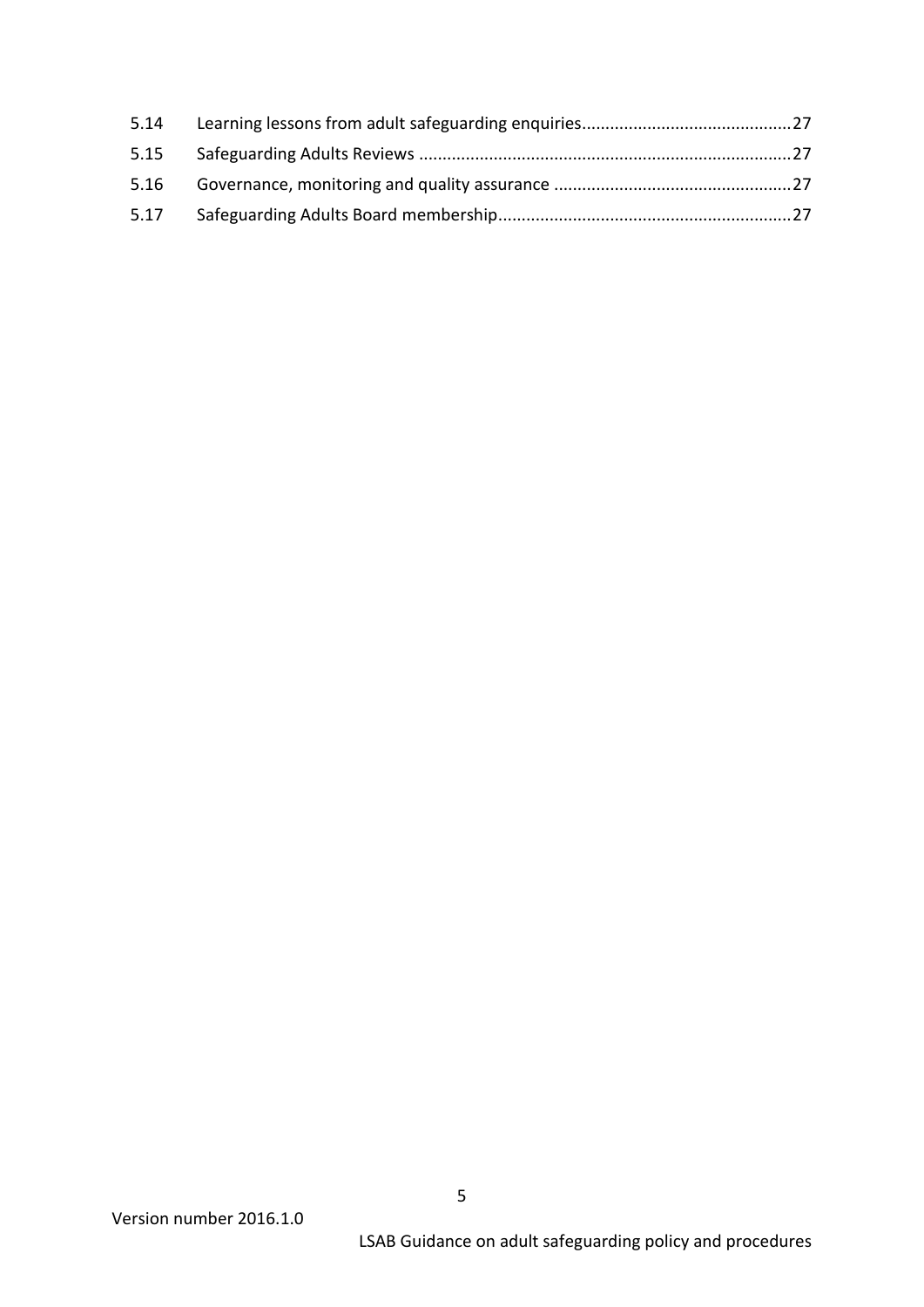| | | |
|---|---|---|
| 5.14 | Learning lessons from adult safeguarding enquiries | 27 |
| 5.15 | Safeguarding Adults Reviews | 27 |
| 5.16 | Governance, monitoring and quality assurance | 27 |
| 5.17 | Safeguarding Adults Board membership | 27 |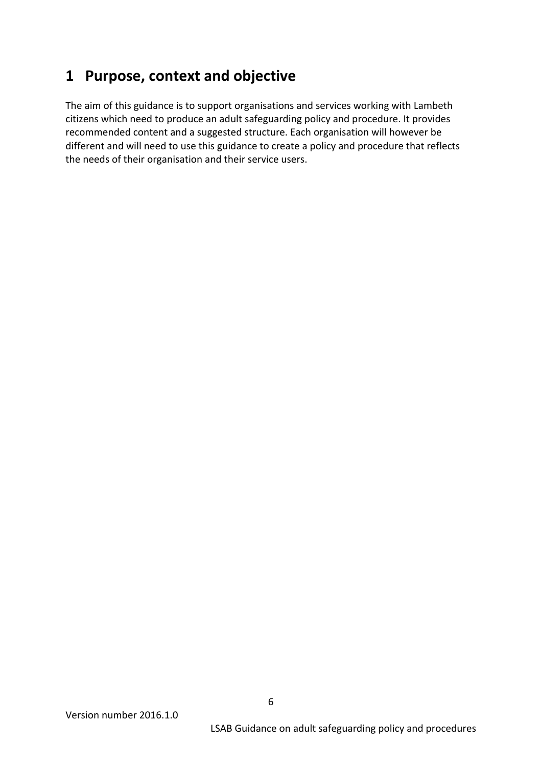# 1 Purpose, context and objective

The aim of this guidance is to support organisations and services working with Lambeth citizens which need to produce an adult safeguarding policy and procedure. It provides recommended content and a suggested structure. Each organisation will however be different and will need to use this guidance to create a policy and procedure that reflects the needs of their organisation and their service users.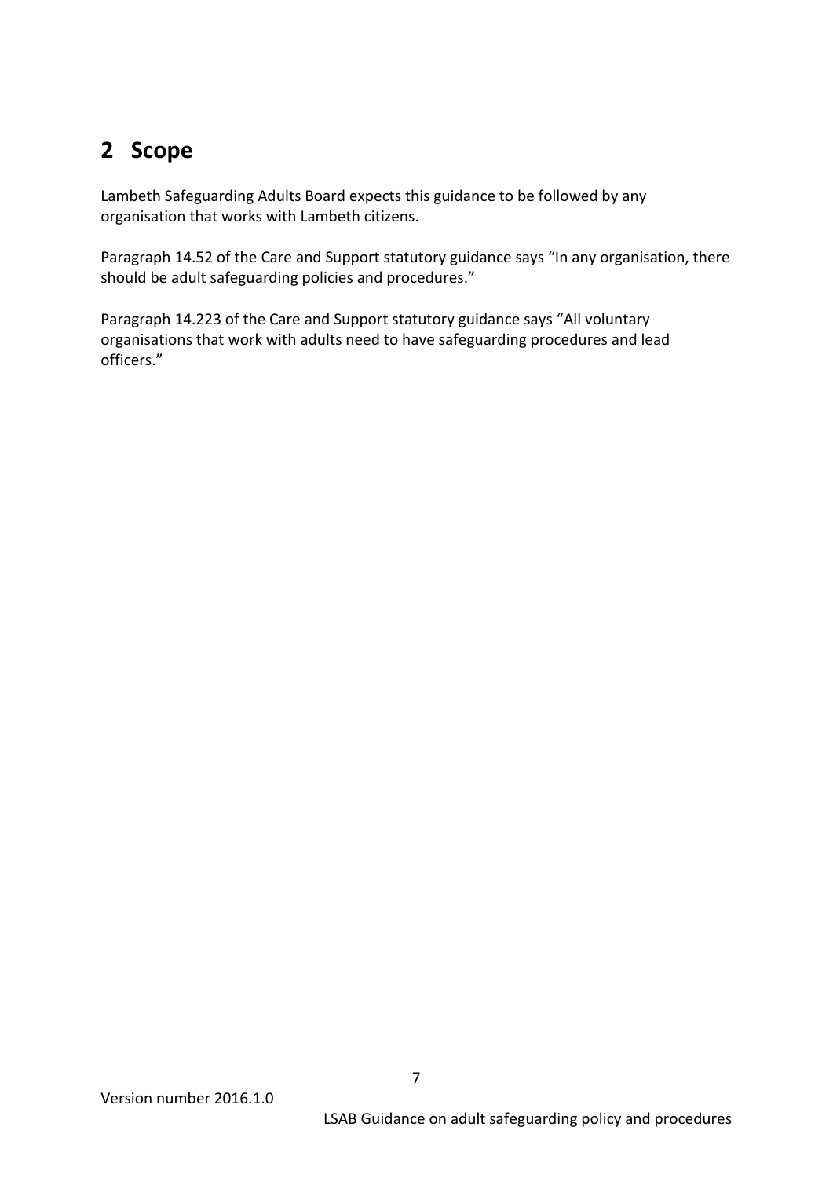## 2 Scope

Lambeth Safeguarding Adults Board expects this guidance to be followed by any organisation that works with Lambeth citizens.

Paragraph 14.52 of the Care and Support statutory guidance says "In any organisation, there should be adult safeguarding policies and procedures."

Paragraph 14.223 of the Care and Support statutory guidance says "All voluntary organisations that work with adults need to have safeguarding procedures and lead officers."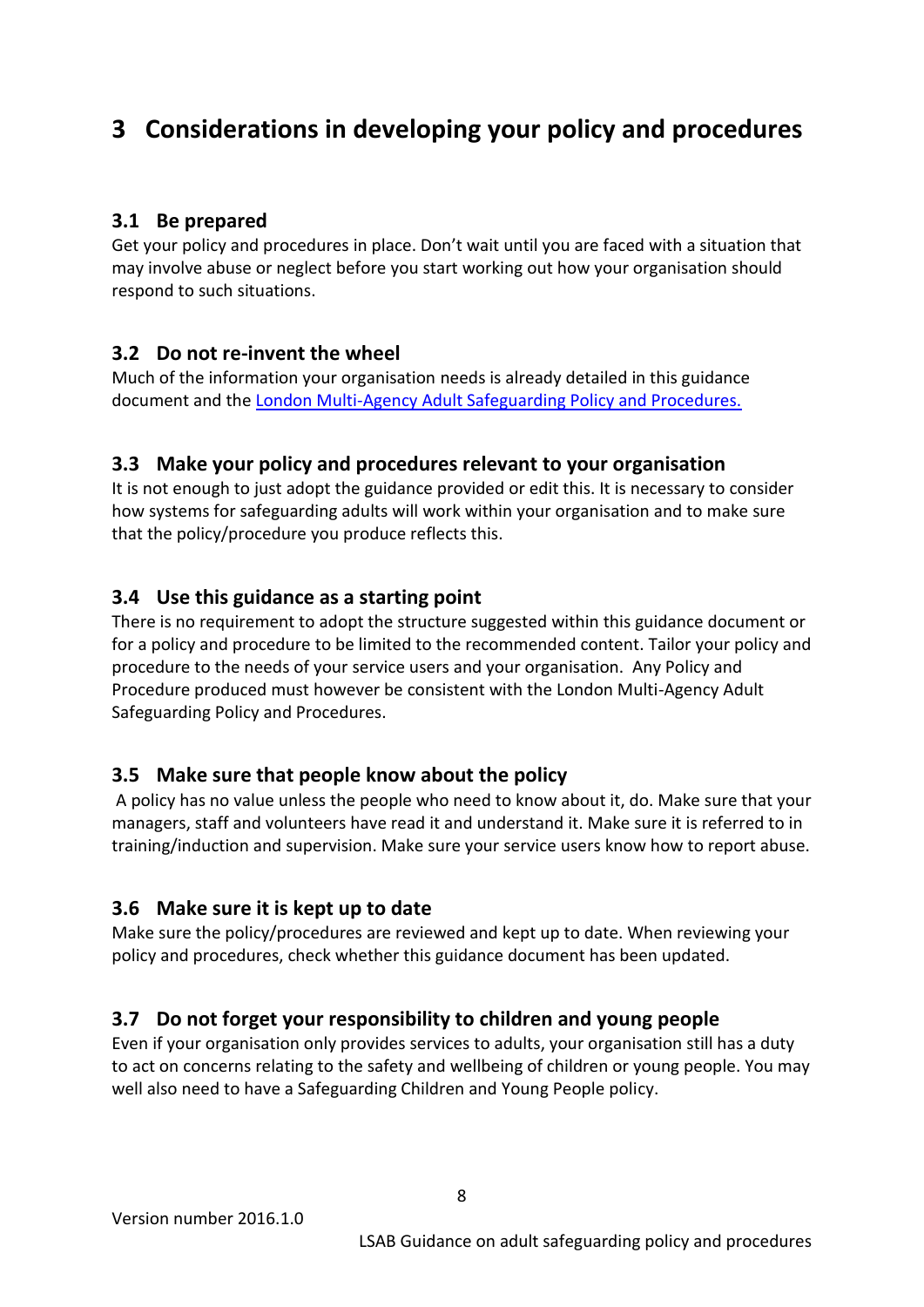# 3 Considerations in developing your policy and procedures

## 3.1 Be prepared

Get your policy and procedures in place. Don't wait until you are faced with a situation that may involve abuse or neglect before you start working out how your organisation should respond to such situations.

## 3.2 Do not re-invent the wheel

Much of the information your organisation needs is already detailed in this guidance document and the London Multi-Agency Adult Safeguarding Policy and Procedures.

## 3.3 Make your policy and procedures relevant to your organisation

It is not enough to just adopt the guidance provided or edit this. It is necessary to consider how systems for safeguarding adults will work within your organisation and to make sure that the policy/procedure you produce reflects this.

## 3.4 Use this guidance as a starting point

There is no requirement to adopt the structure suggested within this guidance document or for a policy and procedure to be limited to the recommended content. Tailor your policy and procedure to the needs of your service users and your organisation. Any Policy and Procedure produced must however be consistent with the London Multi-Agency Adult Safeguarding Policy and Procedures.

## 3.5 Make sure that people know about the policy

A policy has no value unless the people who need to know about it, do. Make sure that your managers, staff and volunteers have read it and understand it. Make sure it is referred to in training/induction and supervision. Make sure your service users know how to report abuse.

## 3.6 Make sure it is kept up to date

Make sure the policy/procedures are reviewed and kept up to date. When reviewing your policy and procedures, check whether this guidance document has been updated.

## 3.7 Do not forget your responsibility to children and young people

Even if your organisation only provides services to adults, your organisation still has a duty to act on concerns relating to the safety and wellbeing of children or young people. You may well also need to have a Safeguarding Children and Young People policy.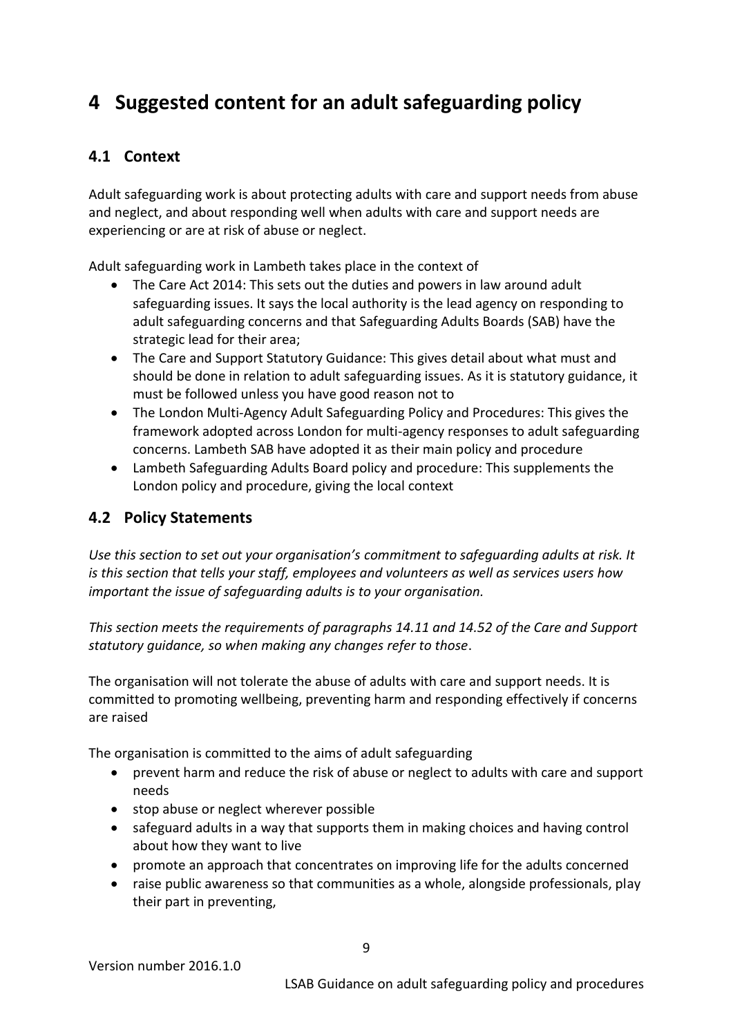# 4 Suggested content for an adult safeguarding policy

## 4.1 Context

Adult safeguarding work is about protecting adults with care and support needs from abuse and neglect, and about responding well when adults with care and support needs are experiencing or are at risk of abuse or neglect.

Adult safeguarding work in Lambeth takes place in the context of

- The Care Act 2014: This sets out the duties and powers in law around adult safeguarding issues. It says the local authority is the lead agency on responding to adult safeguarding concerns and that Safeguarding Adults Boards (SAB) have the strategic lead for their area;
- The Care and Support Statutory Guidance: This gives detail about what must and should be done in relation to adult safeguarding issues. As it is statutory guidance, it must be followed unless you have good reason not to
- The London Multi-Agency Adult Safeguarding Policy and Procedures: This gives the framework adopted across London for multi-agency responses to adult safeguarding concerns. Lambeth SAB have adopted it as their main policy and procedure
- Lambeth Safeguarding Adults Board policy and procedure: This supplements the London policy and procedure, giving the local context

## 4.2 Policy Statements

*Use this section to set out your organisation's commitment to safeguarding adults at risk. It is this section that tells your staff, employees and volunteers as well as services users how important the issue of safeguarding adults is to your organisation.*

*This section meets the requirements of paragraphs 14.11 and 14.52 of the Care and Support statutory guidance, so when making any changes refer to those*.

The organisation will not tolerate the abuse of adults with care and support needs. It is committed to promoting wellbeing, preventing harm and responding effectively if concerns are raised

The organisation is committed to the aims of adult safeguarding

- prevent harm and reduce the risk of abuse or neglect to adults with care and support needs
- stop abuse or neglect wherever possible
- safeguard adults in a way that supports them in making choices and having control about how they want to live
- promote an approach that concentrates on improving life for the adults concerned
- raise public awareness so that communities as a whole, alongside professionals, play their part in preventing,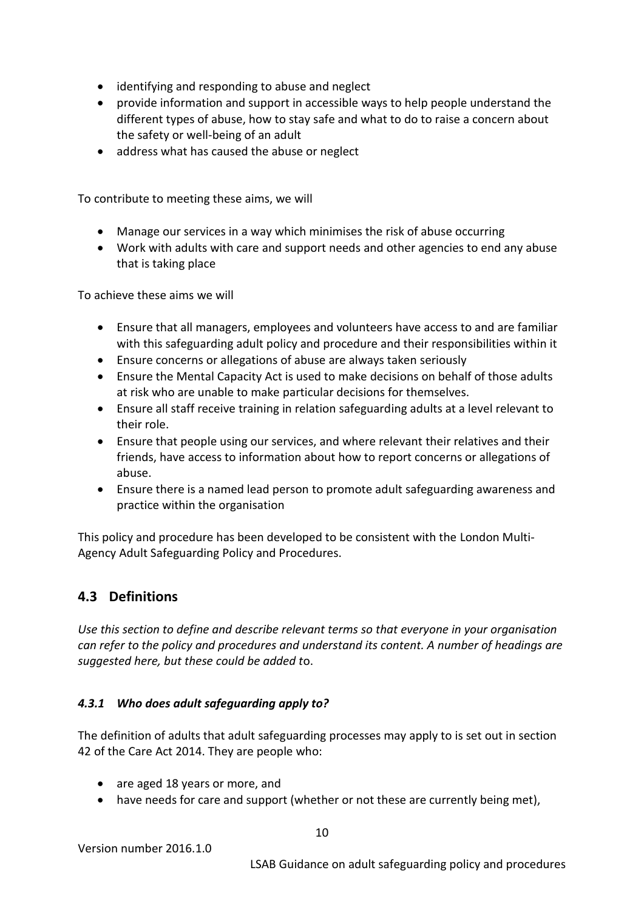- identifying and responding to abuse and neglect
- provide information and support in accessible ways to help people understand the different types of abuse, how to stay safe and what to do to raise a concern about the safety or well-being of an adult
- address what has caused the abuse or neglect

To contribute to meeting these aims, we will

- Manage our services in a way which minimises the risk of abuse occurring
- Work with adults with care and support needs and other agencies to end any abuse that is taking place

To achieve these aims we will

- Ensure that all managers, employees and volunteers have access to and are familiar with this safeguarding adult policy and procedure and their responsibilities within it
- Ensure concerns or allegations of abuse are always taken seriously
- Ensure the Mental Capacity Act is used to make decisions on behalf of those adults at risk who are unable to make particular decisions for themselves.
- Ensure all staff receive training in relation safeguarding adults at a level relevant to their role.
- Ensure that people using our services, and where relevant their relatives and their friends, have access to information about how to report concerns or allegations of abuse.
- Ensure there is a named lead person to promote adult safeguarding awareness and practice within the organisation

This policy and procedure has been developed to be consistent with the London Multi-Agency Adult Safeguarding Policy and Procedures.

## 4.3 Definitions

*Use this section to define and describe relevant terms so that everyone in your organisation can refer to the policy and procedures and understand its content. A number of headings are suggested here, but these could be added to.*

### *4.3.1 Who does adult safeguarding apply to?*

The definition of adults that adult safeguarding processes may apply to is set out in section 42 of the Care Act 2014. They are people who:

- are aged 18 years or more, and
- have needs for care and support (whether or not these are currently being met),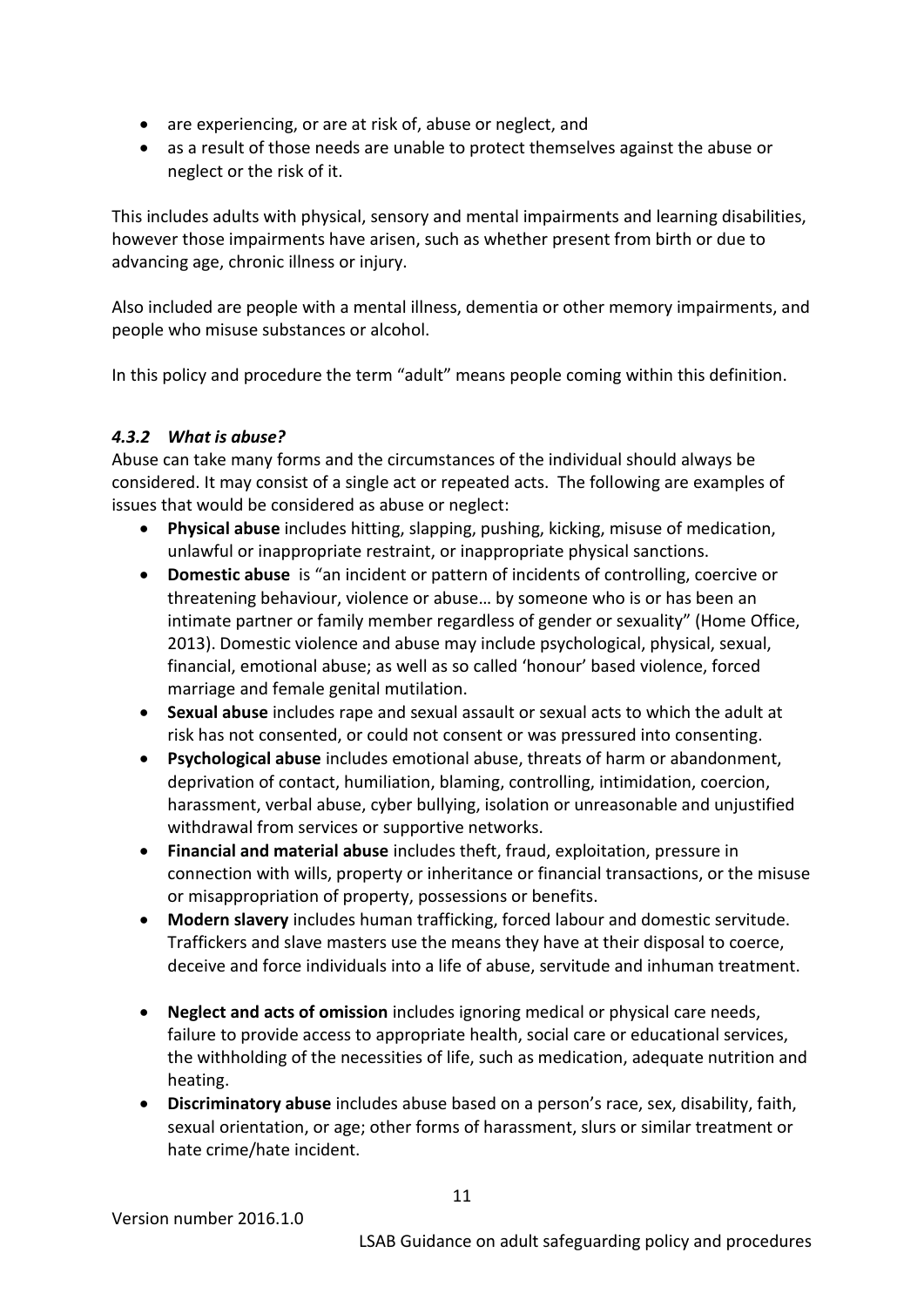- are experiencing, or are at risk of, abuse or neglect, and
- as a result of those needs are unable to protect themselves against the abuse or neglect or the risk of it.

This includes adults with physical, sensory and mental impairments and learning disabilities, however those impairments have arisen, such as whether present from birth or due to advancing age, chronic illness or injury.

Also included are people with a mental illness, dementia or other memory impairments, and people who misuse substances or alcohol.

In this policy and procedure the term "adult" means people coming within this definition.

#### *4.3.2 What is abuse?*

Abuse can take many forms and the circumstances of the individual should always be considered. It may consist of a single act or repeated acts. The following are examples of issues that would be considered as abuse or neglect:

- **Physical abuse** includes hitting, slapping, pushing, kicking, misuse of medication, unlawful or inappropriate restraint, or inappropriate physical sanctions.
- **Domestic abuse** is "an incident or pattern of incidents of controlling, coercive or threatening behaviour, violence or abuse… by someone who is or has been an intimate partner or family member regardless of gender or sexuality" (Home Office, 2013). Domestic violence and abuse may include psychological, physical, sexual, financial, emotional abuse; as well as so called 'honour' based violence, forced marriage and female genital mutilation.
- **Sexual abuse** includes rape and sexual assault or sexual acts to which the adult at risk has not consented, or could not consent or was pressured into consenting.
- **Psychological abuse** includes emotional abuse, threats of harm or abandonment, deprivation of contact, humiliation, blaming, controlling, intimidation, coercion, harassment, verbal abuse, cyber bullying, isolation or unreasonable and unjustified withdrawal from services or supportive networks.
- **Financial and material abuse** includes theft, fraud, exploitation, pressure in connection with wills, property or inheritance or financial transactions, or the misuse or misappropriation of property, possessions or benefits.
- **Modern slavery** includes human trafficking, forced labour and domestic servitude. Traffickers and slave masters use the means they have at their disposal to coerce, deceive and force individuals into a life of abuse, servitude and inhuman treatment.
- **Neglect and acts of omission** includes ignoring medical or physical care needs, failure to provide access to appropriate health, social care or educational services, the withholding of the necessities of life, such as medication, adequate nutrition and heating.
- **Discriminatory abuse** includes abuse based on a person's race, sex, disability, faith, sexual orientation, or age; other forms of harassment, slurs or similar treatment or hate crime/hate incident.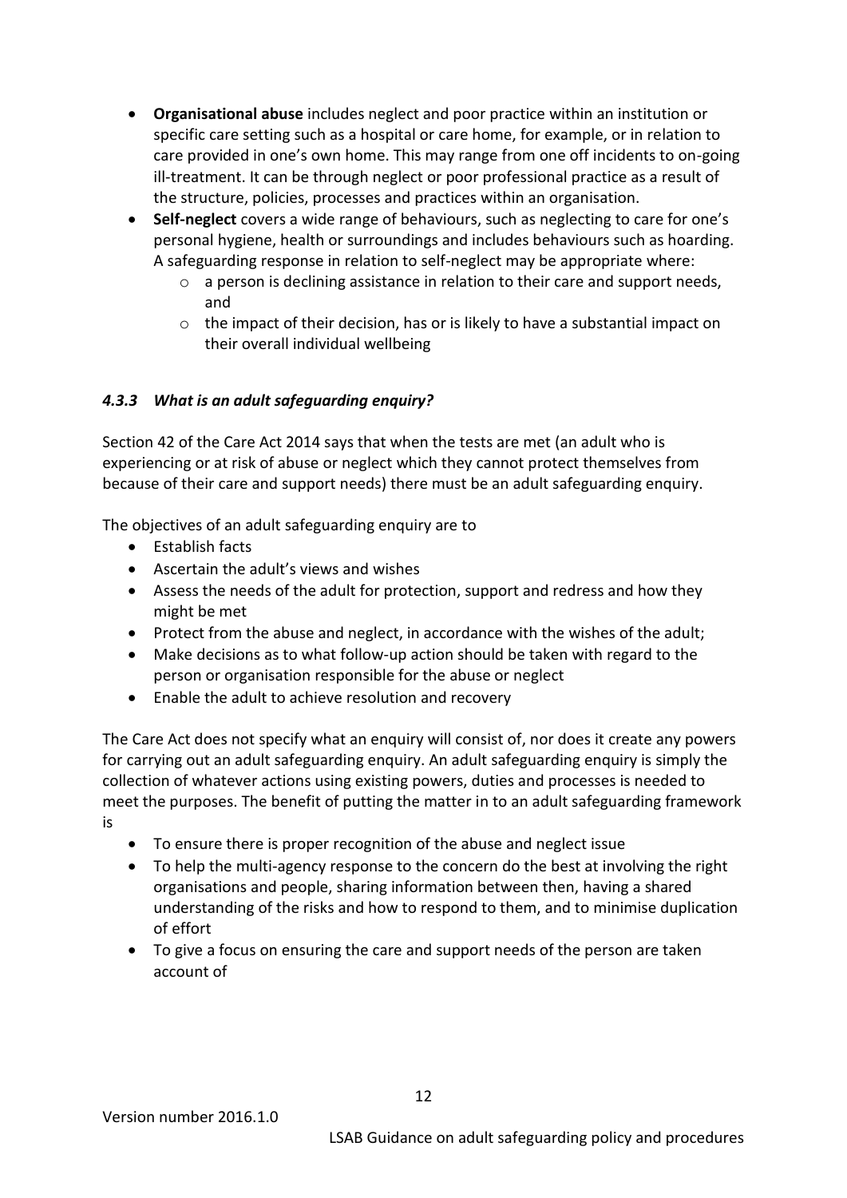- **Organisational abuse** includes neglect and poor practice within an institution or specific care setting such as a hospital or care home, for example, or in relation to care provided in one's own home. This may range from one off incidents to on-going ill-treatment. It can be through neglect or poor professional practice as a result of the structure, policies, processes and practices within an organisation.
- **Self-neglect** covers a wide range of behaviours, such as neglecting to care for one's personal hygiene, health or surroundings and includes behaviours such as hoarding. A safeguarding response in relation to self-neglect may be appropriate where:
  - a person is declining assistance in relation to their care and support needs, and
  - the impact of their decision, has or is likely to have a substantial impact on their overall individual wellbeing

### *4.3.3 What is an adult safeguarding enquiry?*

Section 42 of the Care Act 2014 says that when the tests are met (an adult who is experiencing or at risk of abuse or neglect which they cannot protect themselves from because of their care and support needs) there must be an adult safeguarding enquiry.

The objectives of an adult safeguarding enquiry are to

- Establish facts
- Ascertain the adult's views and wishes
- Assess the needs of the adult for protection, support and redress and how they might be met
- Protect from the abuse and neglect, in accordance with the wishes of the adult;
- Make decisions as to what follow-up action should be taken with regard to the person or organisation responsible for the abuse or neglect
- Enable the adult to achieve resolution and recovery

The Care Act does not specify what an enquiry will consist of, nor does it create any powers for carrying out an adult safeguarding enquiry. An adult safeguarding enquiry is simply the collection of whatever actions using existing powers, duties and processes is needed to meet the purposes. The benefit of putting the matter in to an adult safeguarding framework is

- To ensure there is proper recognition of the abuse and neglect issue
- To help the multi-agency response to the concern do the best at involving the right organisations and people, sharing information between then, having a shared understanding of the risks and how to respond to them, and to minimise duplication of effort
- To give a focus on ensuring the care and support needs of the person are taken account of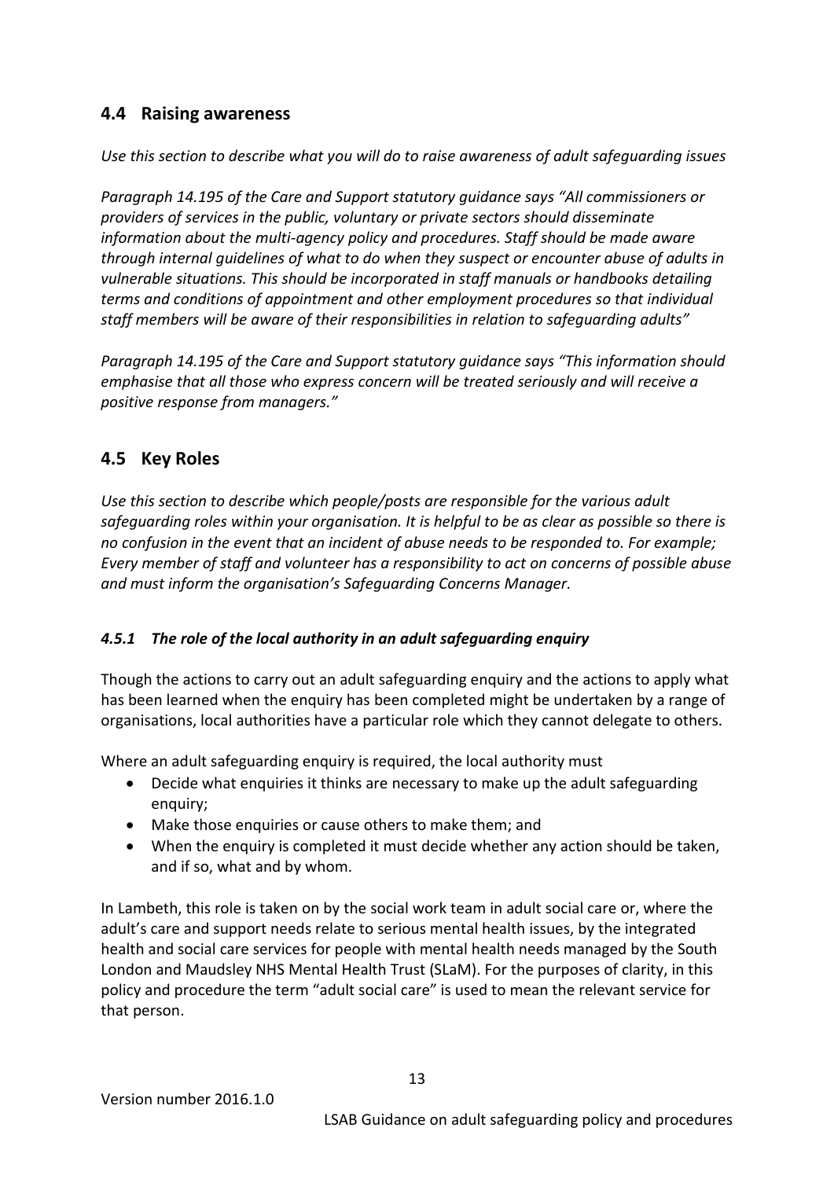## 4.4 Raising awareness

*Use this section to describe what you will do to raise awareness of adult safeguarding issues*

*Paragraph 14.195 of the Care and Support statutory guidance says "All commissioners or providers of services in the public, voluntary or private sectors should disseminate information about the multi-agency policy and procedures. Staff should be made aware through internal guidelines of what to do when they suspect or encounter abuse of adults in vulnerable situations. This should be incorporated in staff manuals or handbooks detailing terms and conditions of appointment and other employment procedures so that individual staff members will be aware of their responsibilities in relation to safeguarding adults"*

*Paragraph 14.195 of the Care and Support statutory guidance says "This information should emphasise that all those who express concern will be treated seriously and will receive a positive response from managers."*

## 4.5 Key Roles

*Use this section to describe which people/posts are responsible for the various adult safeguarding roles within your organisation. It is helpful to be as clear as possible so there is no confusion in the event that an incident of abuse needs to be responded to. For example; Every member of staff and volunteer has a responsibility to act on concerns of possible abuse and must inform the organisation's Safeguarding Concerns Manager.*

### *4.5.1 The role of the local authority in an adult safeguarding enquiry*

Though the actions to carry out an adult safeguarding enquiry and the actions to apply what has been learned when the enquiry has been completed might be undertaken by a range of organisations, local authorities have a particular role which they cannot delegate to others.

Where an adult safeguarding enquiry is required, the local authority must

- Decide what enquiries it thinks are necessary to make up the adult safeguarding enquiry;
- Make those enquiries or cause others to make them; and
- When the enquiry is completed it must decide whether any action should be taken, and if so, what and by whom.

In Lambeth, this role is taken on by the social work team in adult social care or, where the adult's care and support needs relate to serious mental health issues, by the integrated health and social care services for people with mental health needs managed by the South London and Maudsley NHS Mental Health Trust (SLaM). For the purposes of clarity, in this policy and procedure the term "adult social care" is used to mean the relevant service for that person.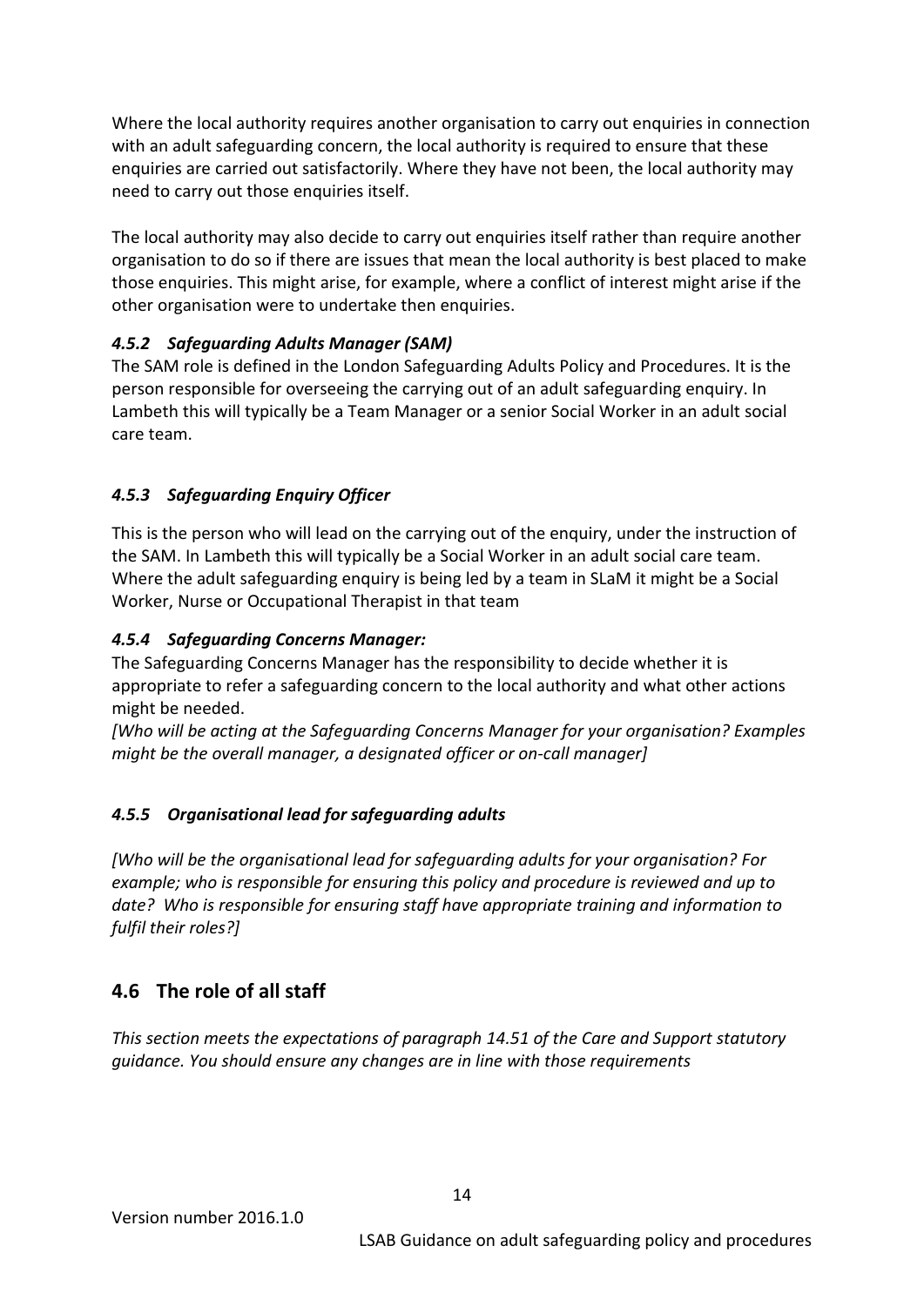Where the local authority requires another organisation to carry out enquiries in connection with an adult safeguarding concern, the local authority is required to ensure that these enquiries are carried out satisfactorily. Where they have not been, the local authority may need to carry out those enquiries itself.

The local authority may also decide to carry out enquiries itself rather than require another organisation to do so if there are issues that mean the local authority is best placed to make those enquiries. This might arise, for example, where a conflict of interest might arise if the other organisation were to undertake then enquiries.

#### *4.5.2 Safeguarding Adults Manager (SAM)*

The SAM role is defined in the London Safeguarding Adults Policy and Procedures. It is the person responsible for overseeing the carrying out of an adult safeguarding enquiry. In Lambeth this will typically be a Team Manager or a senior Social Worker in an adult social care team.

#### *4.5.3 Safeguarding Enquiry Officer*

This is the person who will lead on the carrying out of the enquiry, under the instruction of the SAM. In Lambeth this will typically be a Social Worker in an adult social care team. Where the adult safeguarding enquiry is being led by a team in SLaM it might be a Social Worker, Nurse or Occupational Therapist in that team

#### *4.5.4 Safeguarding Concerns Manager:*

The Safeguarding Concerns Manager has the responsibility to decide whether it is appropriate to refer a safeguarding concern to the local authority and what other actions might be needed.

*[Who will be acting at the Safeguarding Concerns Manager for your organisation? Examples might be the overall manager, a designated officer or on-call manager]*

#### *4.5.5 Organisational lead for safeguarding adults*

*[Who will be the organisational lead for safeguarding adults for your organisation? For example; who is responsible for ensuring this policy and procedure is reviewed and up to date? Who is responsible for ensuring staff have appropriate training and information to fulfil their roles?]*

## 4.6 The role of all staff

*This section meets the expectations of paragraph 14.51 of the Care and Support statutory guidance. You should ensure any changes are in line with those requirements*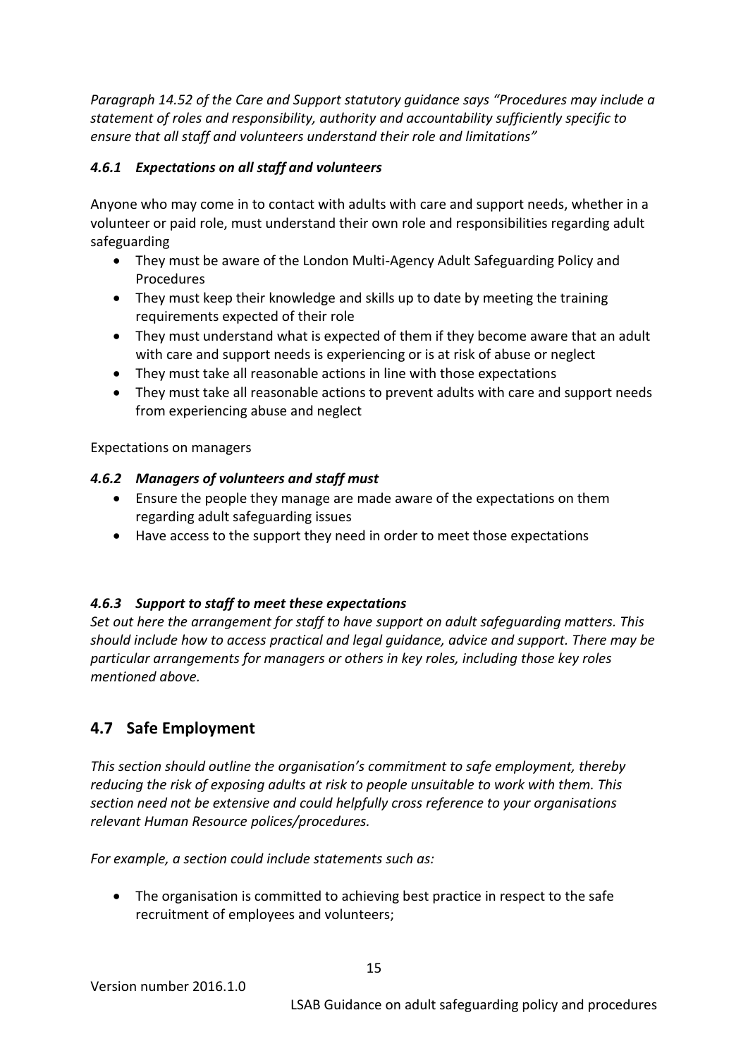*Paragraph 14.52 of the Care and Support statutory guidance says "Procedures may include a statement of roles and responsibility, authority and accountability sufficiently specific to ensure that all staff and volunteers understand their role and limitations"*

#### *4.6.1 Expectations on all staff and volunteers*

Anyone who may come in to contact with adults with care and support needs, whether in a volunteer or paid role, must understand their own role and responsibilities regarding adult safeguarding

- They must be aware of the London Multi-Agency Adult Safeguarding Policy and Procedures
- They must keep their knowledge and skills up to date by meeting the training requirements expected of their role
- They must understand what is expected of them if they become aware that an adult with care and support needs is experiencing or is at risk of abuse or neglect
- They must take all reasonable actions in line with those expectations
- They must take all reasonable actions to prevent adults with care and support needs from experiencing abuse and neglect

Expectations on managers

#### *4.6.2 Managers of volunteers and staff must*

- Ensure the people they manage are made aware of the expectations on them regarding adult safeguarding issues
- Have access to the support they need in order to meet those expectations

#### *4.6.3 Support to staff to meet these expectations*

*Set out here the arrangement for staff to have support on adult safeguarding matters. This should include how to access practical and legal guidance, advice and support. There may be particular arrangements for managers or others in key roles, including those key roles mentioned above.*

## 4.7 Safe Employment

*This section should outline the organisation's commitment to safe employment, thereby reducing the risk of exposing adults at risk to people unsuitable to work with them. This section need not be extensive and could helpfully cross reference to your organisations relevant Human Resource polices/procedures.*

*For example, a section could include statements such as:*

- The organisation is committed to achieving best practice in respect to the safe recruitment of employees and volunteers;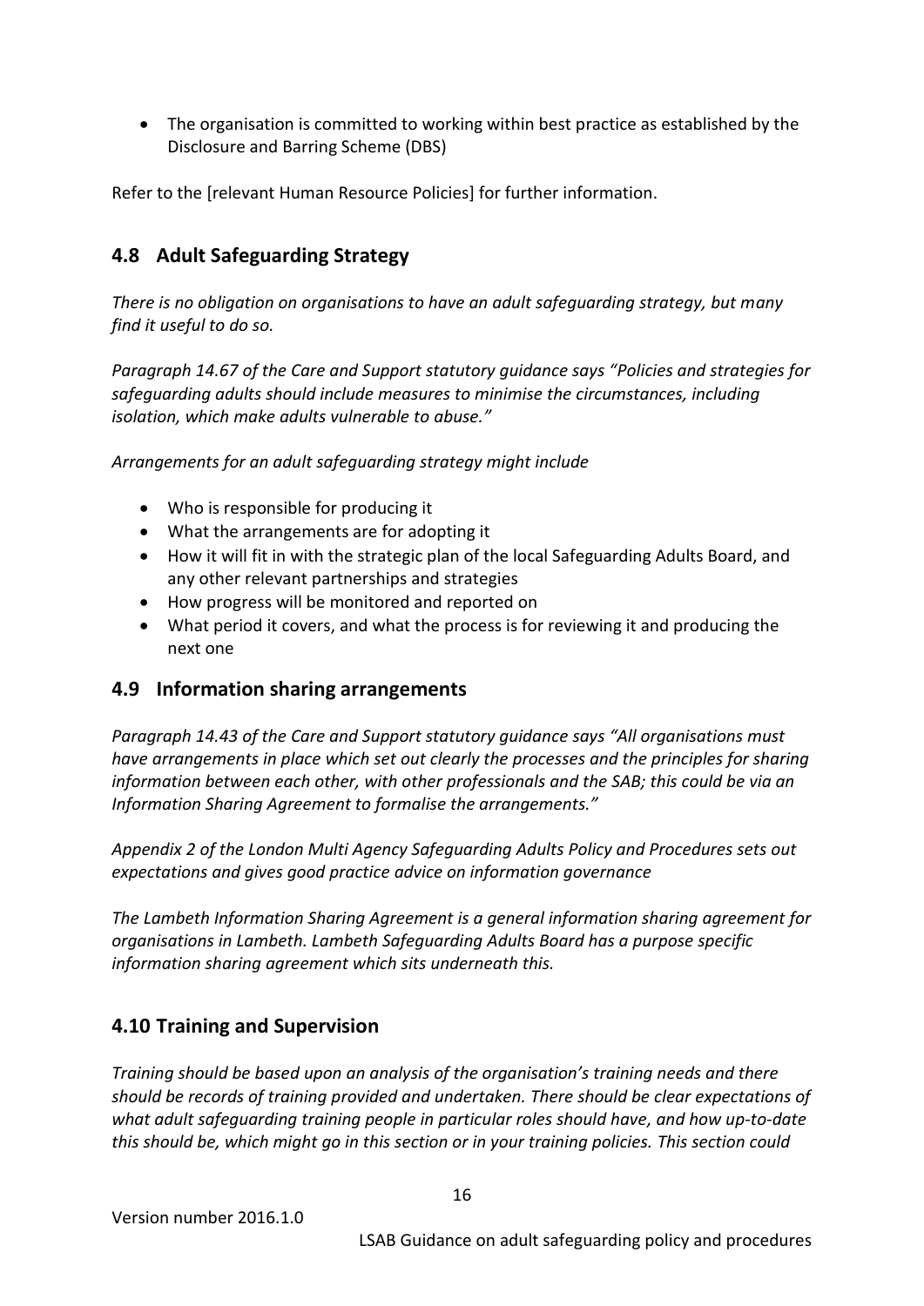- The organisation is committed to working within best practice as established by the Disclosure and Barring Scheme (DBS)

Refer to the [relevant Human Resource Policies] for further information.

## 4.8 Adult Safeguarding Strategy

*There is no obligation on organisations to have an adult safeguarding strategy, but many find it useful to do so.*

*Paragraph 14.67 of the Care and Support statutory guidance says "Policies and strategies for safeguarding adults should include measures to minimise the circumstances, including isolation, which make adults vulnerable to abuse."*

*Arrangements for an adult safeguarding strategy might include*

- Who is responsible for producing it
- What the arrangements are for adopting it
- How it will fit in with the strategic plan of the local Safeguarding Adults Board, and any other relevant partnerships and strategies
- How progress will be monitored and reported on
- What period it covers, and what the process is for reviewing it and producing the next one

## 4.9 Information sharing arrangements

*Paragraph 14.43 of the Care and Support statutory guidance says "All organisations must have arrangements in place which set out clearly the processes and the principles for sharing information between each other, with other professionals and the SAB; this could be via an Information Sharing Agreement to formalise the arrangements."*

*Appendix 2 of the London Multi Agency Safeguarding Adults Policy and Procedures sets out expectations and gives good practice advice on information governance*

*The Lambeth Information Sharing Agreement is a general information sharing agreement for organisations in Lambeth. Lambeth Safeguarding Adults Board has a purpose specific information sharing agreement which sits underneath this.*

## 4.10 Training and Supervision

*Training should be based upon an analysis of the organisation's training needs and there should be records of training provided and undertaken. There should be clear expectations of what adult safeguarding training people in particular roles should have, and how up-to-date this should be, which might go in this section or in your training policies. This section could*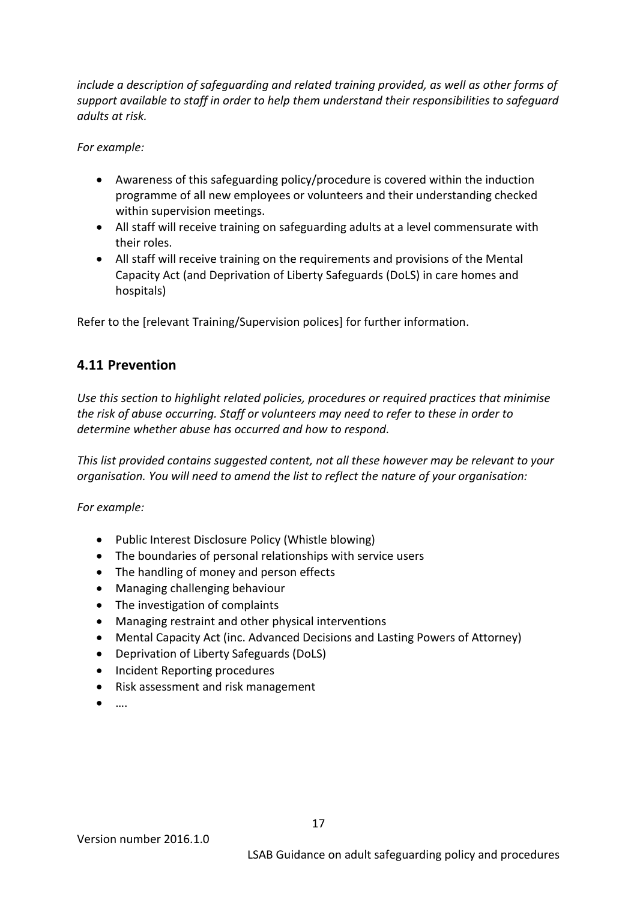*include a description of safeguarding and related training provided, as well as other forms of support available to staff in order to help them understand their responsibilities to safeguard adults at risk.*

*For example:*

- Awareness of this safeguarding policy/procedure is covered within the induction programme of all new employees or volunteers and their understanding checked within supervision meetings.
- All staff will receive training on safeguarding adults at a level commensurate with their roles.
- All staff will receive training on the requirements and provisions of the Mental Capacity Act (and Deprivation of Liberty Safeguards (DoLS) in care homes and hospitals)

Refer to the [relevant Training/Supervision polices] for further information.

## 4.11 Prevention

*Use this section to highlight related policies, procedures or required practices that minimise the risk of abuse occurring. Staff or volunteers may need to refer to these in order to determine whether abuse has occurred and how to respond.*

*This list provided contains suggested content, not all these however may be relevant to your organisation. You will need to amend the list to reflect the nature of your organisation:*

*For example:*

- Public Interest Disclosure Policy (Whistle blowing)
- The boundaries of personal relationships with service users
- The handling of money and person effects
- Managing challenging behaviour
- The investigation of complaints
- Managing restraint and other physical interventions
- Mental Capacity Act (inc. Advanced Decisions and Lasting Powers of Attorney)
- Deprivation of Liberty Safeguards (DoLS)
- Incident Reporting procedures
- Risk assessment and risk management
- ….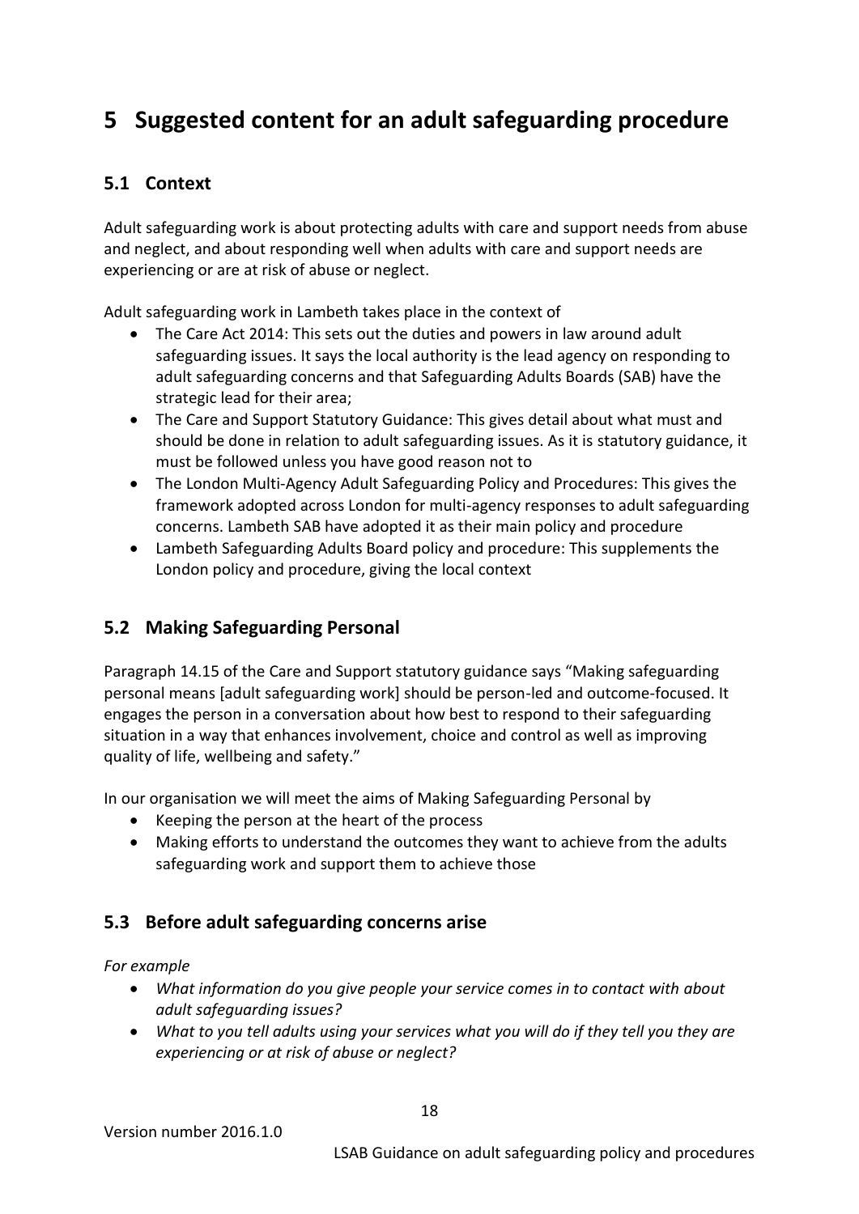# 5 Suggested content for an adult safeguarding procedure

## 5.1 Context

Adult safeguarding work is about protecting adults with care and support needs from abuse and neglect, and about responding well when adults with care and support needs are experiencing or are at risk of abuse or neglect.

Adult safeguarding work in Lambeth takes place in the context of

- The Care Act 2014: This sets out the duties and powers in law around adult safeguarding issues. It says the local authority is the lead agency on responding to adult safeguarding concerns and that Safeguarding Adults Boards (SAB) have the strategic lead for their area;
- The Care and Support Statutory Guidance: This gives detail about what must and should be done in relation to adult safeguarding issues. As it is statutory guidance, it must be followed unless you have good reason not to
- The London Multi-Agency Adult Safeguarding Policy and Procedures: This gives the framework adopted across London for multi-agency responses to adult safeguarding concerns. Lambeth SAB have adopted it as their main policy and procedure
- Lambeth Safeguarding Adults Board policy and procedure: This supplements the London policy and procedure, giving the local context

## 5.2 Making Safeguarding Personal

Paragraph 14.15 of the Care and Support statutory guidance says "Making safeguarding personal means [adult safeguarding work] should be person-led and outcome-focused. It engages the person in a conversation about how best to respond to their safeguarding situation in a way that enhances involvement, choice and control as well as improving quality of life, wellbeing and safety."

In our organisation we will meet the aims of Making Safeguarding Personal by

- Keeping the person at the heart of the process
- Making efforts to understand the outcomes they want to achieve from the adults safeguarding work and support them to achieve those

## 5.3 Before adult safeguarding concerns arise

*For example*

- *What information do you give people your service comes in to contact with about adult safeguarding issues?*
- *What to you tell adults using your services what you will do if they tell you they are experiencing or at risk of abuse or neglect?*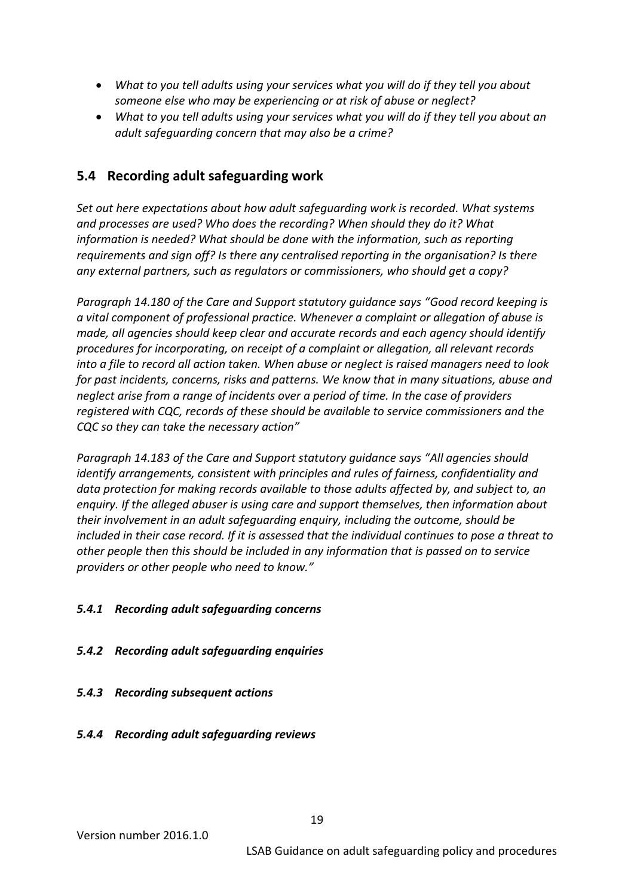- *What to you tell adults using your services what you will do if they tell you about someone else who may be experiencing or at risk of abuse or neglect?*
- *What to you tell adults using your services what you will do if they tell you about an adult safeguarding concern that may also be a crime?*

## 5.4 Recording adult safeguarding work

*Set out here expectations about how adult safeguarding work is recorded. What systems and processes are used? Who does the recording? When should they do it? What information is needed? What should be done with the information, such as reporting requirements and sign off? Is there any centralised reporting in the organisation? Is there any external partners, such as regulators or commissioners, who should get a copy?*

*Paragraph 14.180 of the Care and Support statutory guidance says "Good record keeping is a vital component of professional practice. Whenever a complaint or allegation of abuse is made, all agencies should keep clear and accurate records and each agency should identify procedures for incorporating, on receipt of a complaint or allegation, all relevant records into a file to record all action taken. When abuse or neglect is raised managers need to look for past incidents, concerns, risks and patterns. We know that in many situations, abuse and neglect arise from a range of incidents over a period of time. In the case of providers registered with CQC, records of these should be available to service commissioners and the CQC so they can take the necessary action"*

*Paragraph 14.183 of the Care and Support statutory guidance says "All agencies should identify arrangements, consistent with principles and rules of fairness, confidentiality and data protection for making records available to those adults affected by, and subject to, an enquiry. If the alleged abuser is using care and support themselves, then information about their involvement in an adult safeguarding enquiry, including the outcome, should be included in their case record. If it is assessed that the individual continues to pose a threat to other people then this should be included in any information that is passed on to service providers or other people who need to know."*

### *5.4.1 Recording adult safeguarding concerns*

### *5.4.2 Recording adult safeguarding enquiries*

### *5.4.3 Recording subsequent actions*

### *5.4.4 Recording adult safeguarding reviews*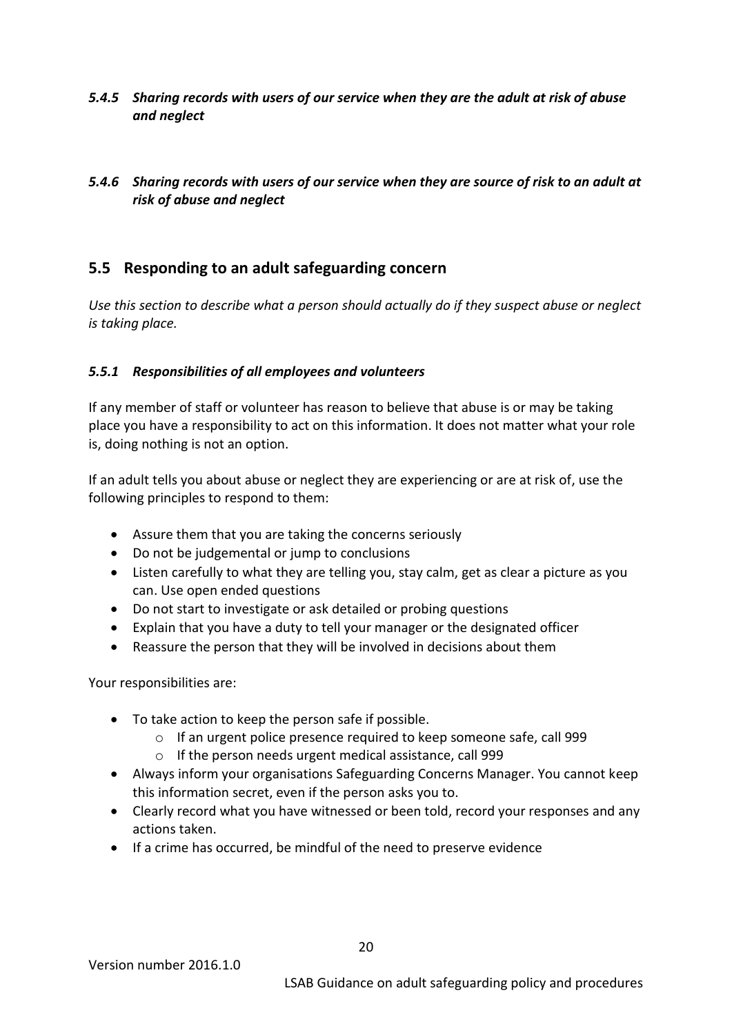#### *5.4.5 Sharing records with users of our service when they are the adult at risk of abuse and neglect*

#### *5.4.6 Sharing records with users of our service when they are source of risk to an adult at risk of abuse and neglect*

## 5.5 Responding to an adult safeguarding concern

*Use this section to describe what a person should actually do if they suspect abuse or neglect is taking place.*

#### *5.5.1 Responsibilities of all employees and volunteers*

If any member of staff or volunteer has reason to believe that abuse is or may be taking place you have a responsibility to act on this information. It does not matter what your role is, doing nothing is not an option.

If an adult tells you about abuse or neglect they are experiencing or are at risk of, use the following principles to respond to them:

- Assure them that you are taking the concerns seriously
- Do not be judgemental or jump to conclusions
- Listen carefully to what they are telling you, stay calm, get as clear a picture as you can. Use open ended questions
- Do not start to investigate or ask detailed or probing questions
- Explain that you have a duty to tell your manager or the designated officer
- Reassure the person that they will be involved in decisions about them

Your responsibilities are:

- To take action to keep the person safe if possible.
    - If an urgent police presence required to keep someone safe, call 999
    - If the person needs urgent medical assistance, call 999
- Always inform your organisations Safeguarding Concerns Manager. You cannot keep this information secret, even if the person asks you to.
- Clearly record what you have witnessed or been told, record your responses and any actions taken.
- If a crime has occurred, be mindful of the need to preserve evidence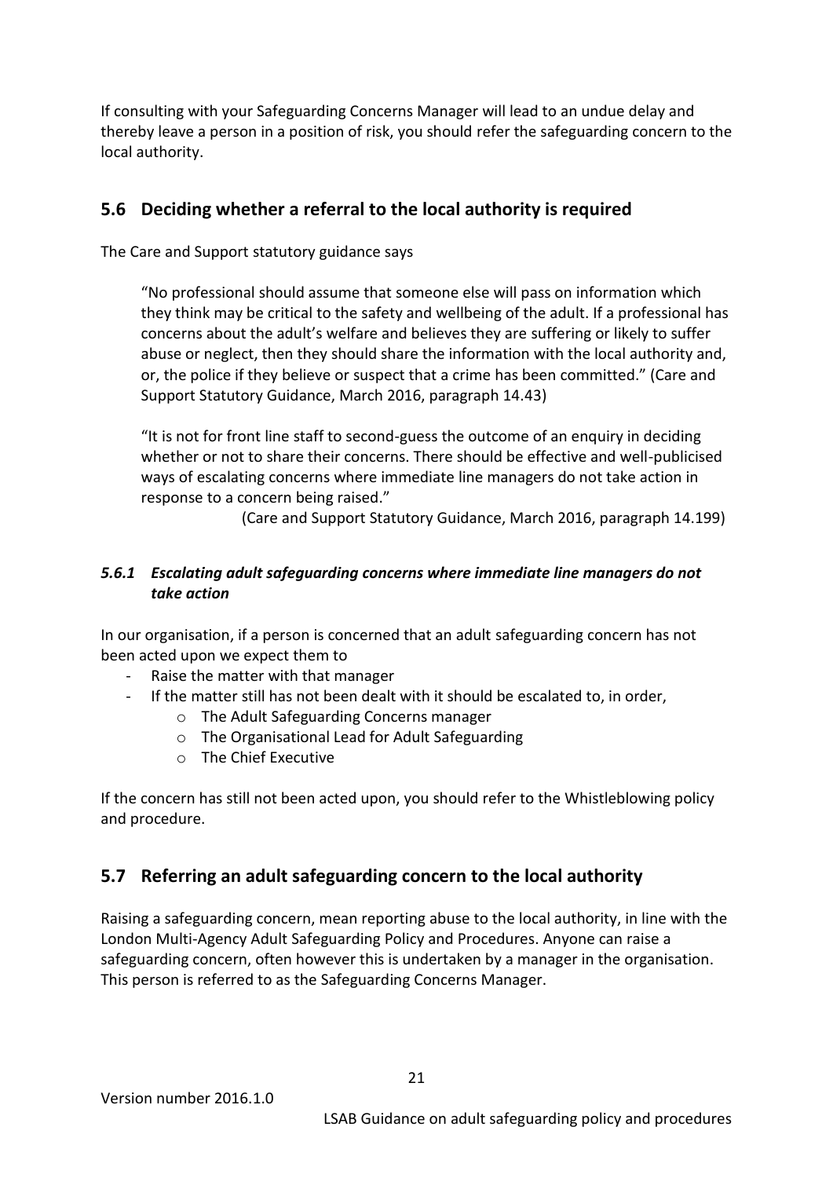If consulting with your Safeguarding Concerns Manager will lead to an undue delay and thereby leave a person in a position of risk, you should refer the safeguarding concern to the local authority.

## 5.6 Deciding whether a referral to the local authority is required

The Care and Support statutory guidance says

> "No professional should assume that someone else will pass on information which they think may be critical to the safety and wellbeing of the adult. If a professional has concerns about the adult's welfare and believes they are suffering or likely to suffer abuse or neglect, then they should share the information with the local authority and, or, the police if they believe or suspect that a crime has been committed." (Care and Support Statutory Guidance, March 2016, paragraph 14.43)
>
> "It is not for front line staff to second-guess the outcome of an enquiry in deciding whether or not to share their concerns. There should be effective and well-publicised ways of escalating concerns where immediate line managers do not take action in response to a concern being raised."
>
> (Care and Support Statutory Guidance, March 2016, paragraph 14.199)

### *5.6.1 Escalating adult safeguarding concerns where immediate line managers do not take action*

In our organisation, if a person is concerned that an adult safeguarding concern has not been acted upon we expect them to

- Raise the matter with that manager
- If the matter still has not been dealt with it should be escalated to, in order,
  - The Adult Safeguarding Concerns manager
  - The Organisational Lead for Adult Safeguarding
  - The Chief Executive

If the concern has still not been acted upon, you should refer to the Whistleblowing policy and procedure.

## 5.7 Referring an adult safeguarding concern to the local authority

Raising a safeguarding concern, mean reporting abuse to the local authority, in line with the London Multi-Agency Adult Safeguarding Policy and Procedures. Anyone can raise a safeguarding concern, often however this is undertaken by a manager in the organisation. This person is referred to as the Safeguarding Concerns Manager.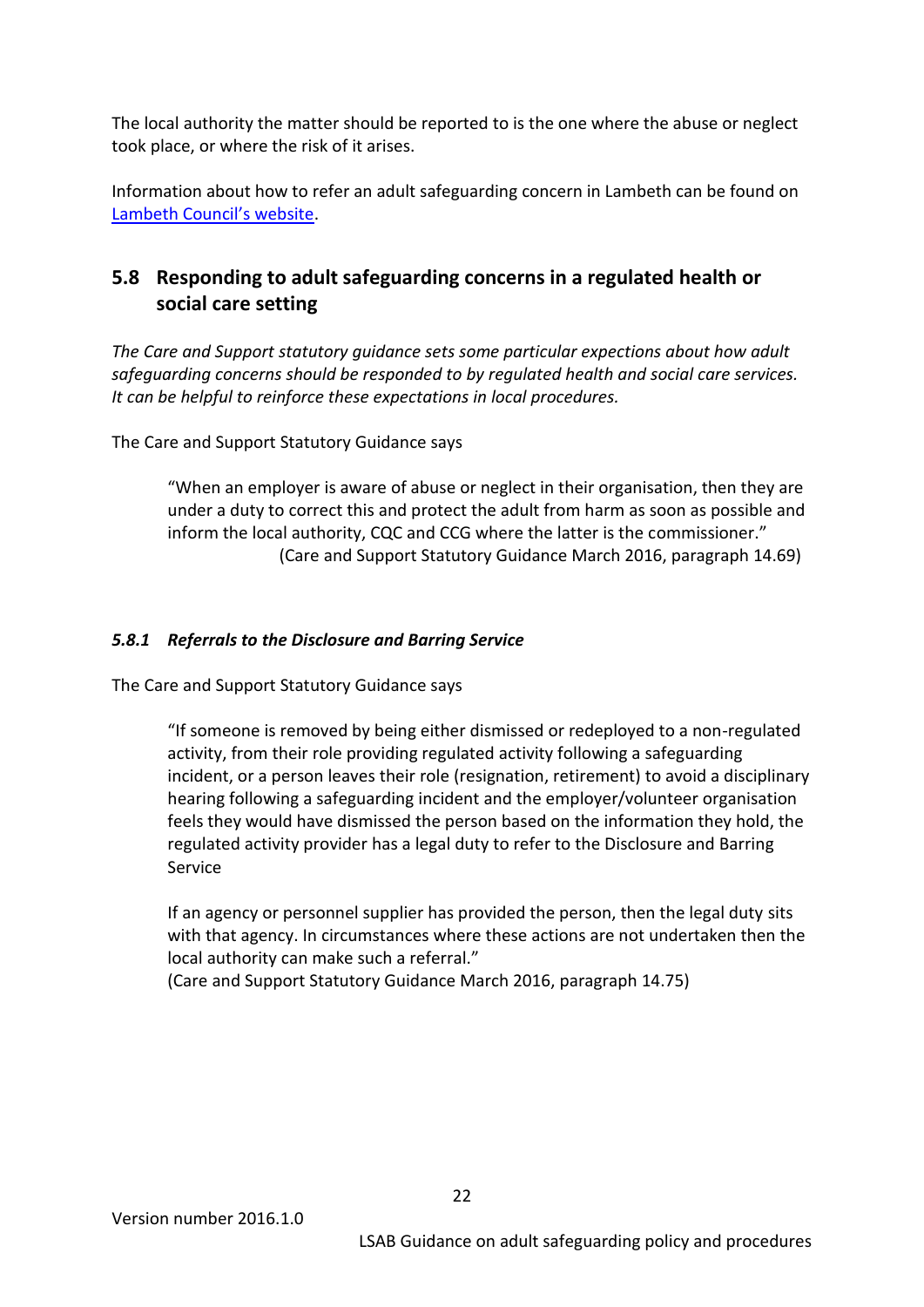The local authority the matter should be reported to is the one where the abuse or neglect took place, or where the risk of it arises.

Information about how to refer an adult safeguarding concern in Lambeth can be found on [Lambeth Council's website](#).

## 5.8 Responding to adult safeguarding concerns in a regulated health or social care setting

*The Care and Support statutory guidance sets some particular expections about how adult safeguarding concerns should be responded to by regulated health and social care services. It can be helpful to reinforce these expectations in local procedures.*

The Care and Support Statutory Guidance says

> "When an employer is aware of abuse or neglect in their organisation, then they are under a duty to correct this and protect the adult from harm as soon as possible and inform the local authority, CQC and CCG where the latter is the commissioner."
> (Care and Support Statutory Guidance March 2016, paragraph 14.69)

### *5.8.1 Referrals to the Disclosure and Barring Service*

The Care and Support Statutory Guidance says

> "If someone is removed by being either dismissed or redeployed to a non-regulated activity, from their role providing regulated activity following a safeguarding incident, or a person leaves their role (resignation, retirement) to avoid a disciplinary hearing following a safeguarding incident and the employer/volunteer organisation feels they would have dismissed the person based on the information they hold, the regulated activity provider has a legal duty to refer to the Disclosure and Barring Service
>
> If an agency or personnel supplier has provided the person, then the legal duty sits with that agency. In circumstances where these actions are not undertaken then the local authority can make such a referral."
> (Care and Support Statutory Guidance March 2016, paragraph 14.75)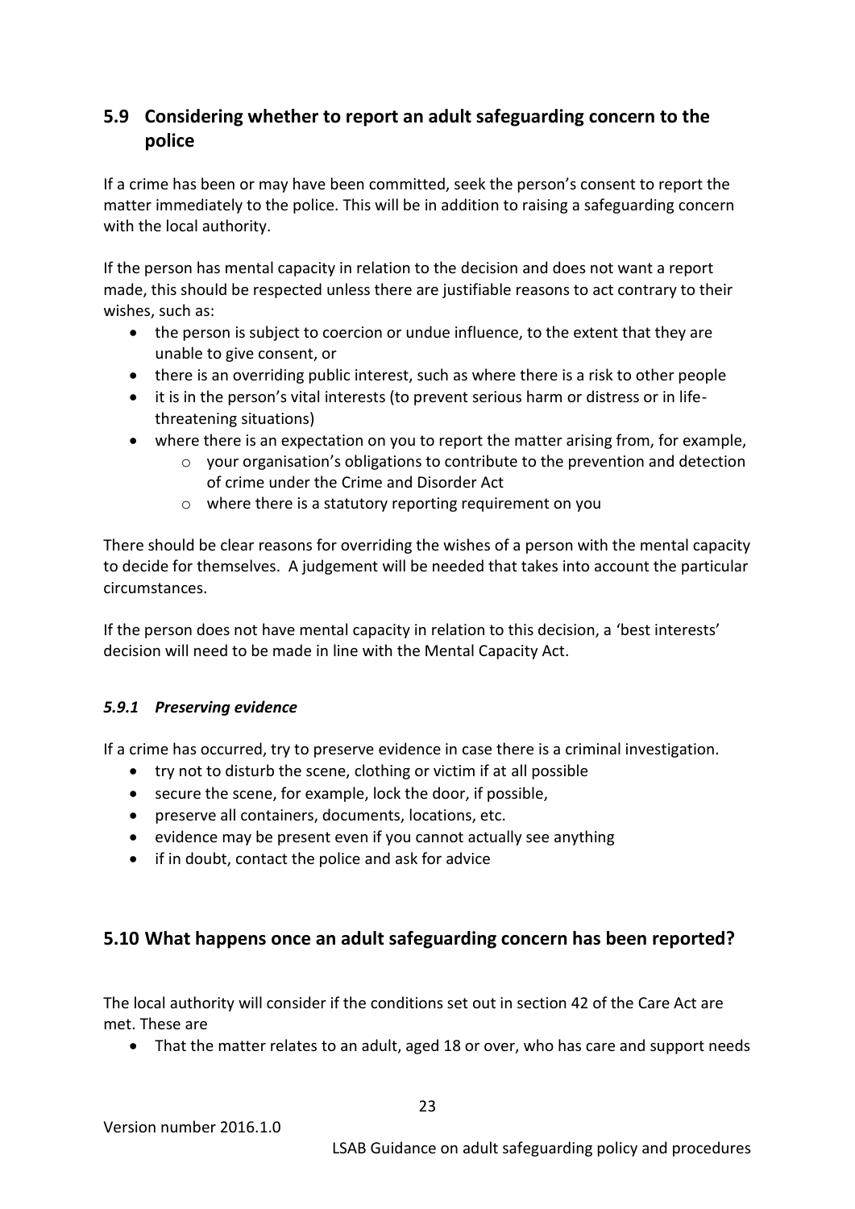## 5.9 Considering whether to report an adult safeguarding concern to the police

If a crime has been or may have been committed, seek the person's consent to report the matter immediately to the police. This will be in addition to raising a safeguarding concern with the local authority.

If the person has mental capacity in relation to the decision and does not want a report made, this should be respected unless there are justifiable reasons to act contrary to their wishes, such as:

- the person is subject to coercion or undue influence, to the extent that they are unable to give consent, or
- there is an overriding public interest, such as where there is a risk to other people
- it is in the person's vital interests (to prevent serious harm or distress or in life-threatening situations)
- where there is an expectation on you to report the matter arising from, for example,
  - your organisation's obligations to contribute to the prevention and detection of crime under the Crime and Disorder Act
  - where there is a statutory reporting requirement on you

There should be clear reasons for overriding the wishes of a person with the mental capacity to decide for themselves. A judgement will be needed that takes into account the particular circumstances.

If the person does not have mental capacity in relation to this decision, a 'best interests' decision will need to be made in line with the Mental Capacity Act.

### *5.9.1 Preserving evidence*

If a crime has occurred, try to preserve evidence in case there is a criminal investigation.

- try not to disturb the scene, clothing or victim if at all possible
- secure the scene, for example, lock the door, if possible,
- preserve all containers, documents, locations, etc.
- evidence may be present even if you cannot actually see anything
- if in doubt, contact the police and ask for advice

## 5.10 What happens once an adult safeguarding concern has been reported?

The local authority will consider if the conditions set out in section 42 of the Care Act are met. These are

- That the matter relates to an adult, aged 18 or over, who has care and support needs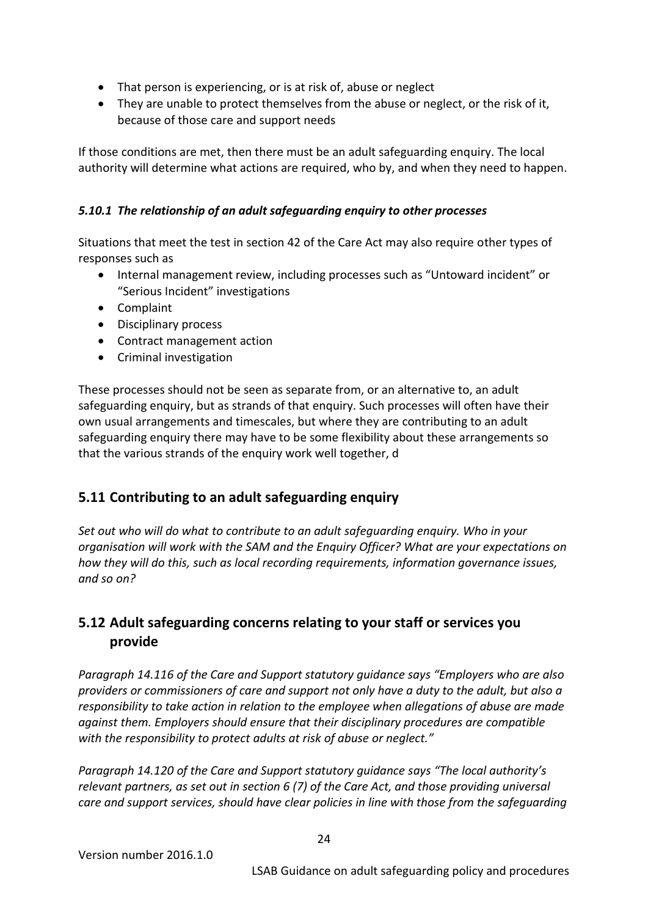- That person is experiencing, or is at risk of, abuse or neglect
- They are unable to protect themselves from the abuse or neglect, or the risk of it, because of those care and support needs

If those conditions are met, then there must be an adult safeguarding enquiry. The local authority will determine what actions are required, who by, and when they need to happen.

#### *5.10.1 The relationship of an adult safeguarding enquiry to other processes*

Situations that meet the test in section 42 of the Care Act may also require other types of responses such as

- Internal management review, including processes such as "Untoward incident" or "Serious Incident" investigations
- Complaint
- Disciplinary process
- Contract management action
- Criminal investigation

These processes should not be seen as separate from, or an alternative to, an adult safeguarding enquiry, but as strands of that enquiry. Such processes will often have their own usual arrangements and timescales, but where they are contributing to an adult safeguarding enquiry there may have to be some flexibility about these arrangements so that the various strands of the enquiry work well together, d

## 5.11 Contributing to an adult safeguarding enquiry

*Set out who will do what to contribute to an adult safeguarding enquiry. Who in your organisation will work with the SAM and the Enquiry Officer? What are your expectations on how they will do this, such as local recording requirements, information governance issues, and so on?*

## 5.12 Adult safeguarding concerns relating to your staff or services you provide

*Paragraph 14.116 of the Care and Support statutory guidance says "Employers who are also providers or commissioners of care and support not only have a duty to the adult, but also a responsibility to take action in relation to the employee when allegations of abuse are made against them. Employers should ensure that their disciplinary procedures are compatible with the responsibility to protect adults at risk of abuse or neglect."*

*Paragraph 14.120 of the Care and Support statutory guidance says "The local authority's relevant partners, as set out in section 6 (7) of the Care Act, and those providing universal care and support services, should have clear policies in line with those from the safeguarding*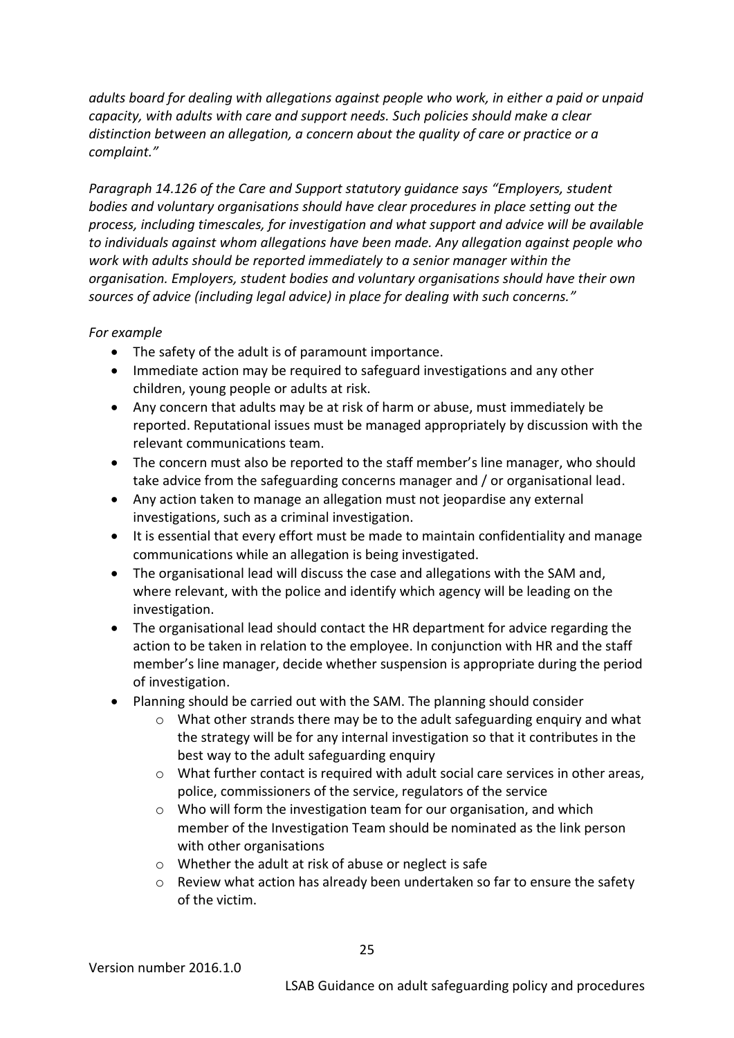*adults board for dealing with allegations against people who work, in either a paid or unpaid capacity, with adults with care and support needs. Such policies should make a clear distinction between an allegation, a concern about the quality of care or practice or a complaint."*

*Paragraph 14.126 of the Care and Support statutory guidance says "Employers, student bodies and voluntary organisations should have clear procedures in place setting out the process, including timescales, for investigation and what support and advice will be available to individuals against whom allegations have been made. Any allegation against people who work with adults should be reported immediately to a senior manager within the organisation. Employers, student bodies and voluntary organisations should have their own sources of advice (including legal advice) in place for dealing with such concerns."*

*For example*

- The safety of the adult is of paramount importance.
- Immediate action may be required to safeguard investigations and any other children, young people or adults at risk.
- Any concern that adults may be at risk of harm or abuse, must immediately be reported. Reputational issues must be managed appropriately by discussion with the relevant communications team.
- The concern must also be reported to the staff member's line manager, who should take advice from the safeguarding concerns manager and / or organisational lead.
- Any action taken to manage an allegation must not jeopardise any external investigations, such as a criminal investigation.
- It is essential that every effort must be made to maintain confidentiality and manage communications while an allegation is being investigated.
- The organisational lead will discuss the case and allegations with the SAM and, where relevant, with the police and identify which agency will be leading on the investigation.
- The organisational lead should contact the HR department for advice regarding the action to be taken in relation to the employee. In conjunction with HR and the staff member's line manager, decide whether suspension is appropriate during the period of investigation.
- Planning should be carried out with the SAM. The planning should consider
  - What other strands there may be to the adult safeguarding enquiry and what the strategy will be for any internal investigation so that it contributes in the best way to the adult safeguarding enquiry
  - What further contact is required with adult social care services in other areas, police, commissioners of the service, regulators of the service
  - Who will form the investigation team for our organisation, and which member of the Investigation Team should be nominated as the link person with other organisations
  - Whether the adult at risk of abuse or neglect is safe
  - Review what action has already been undertaken so far to ensure the safety of the victim.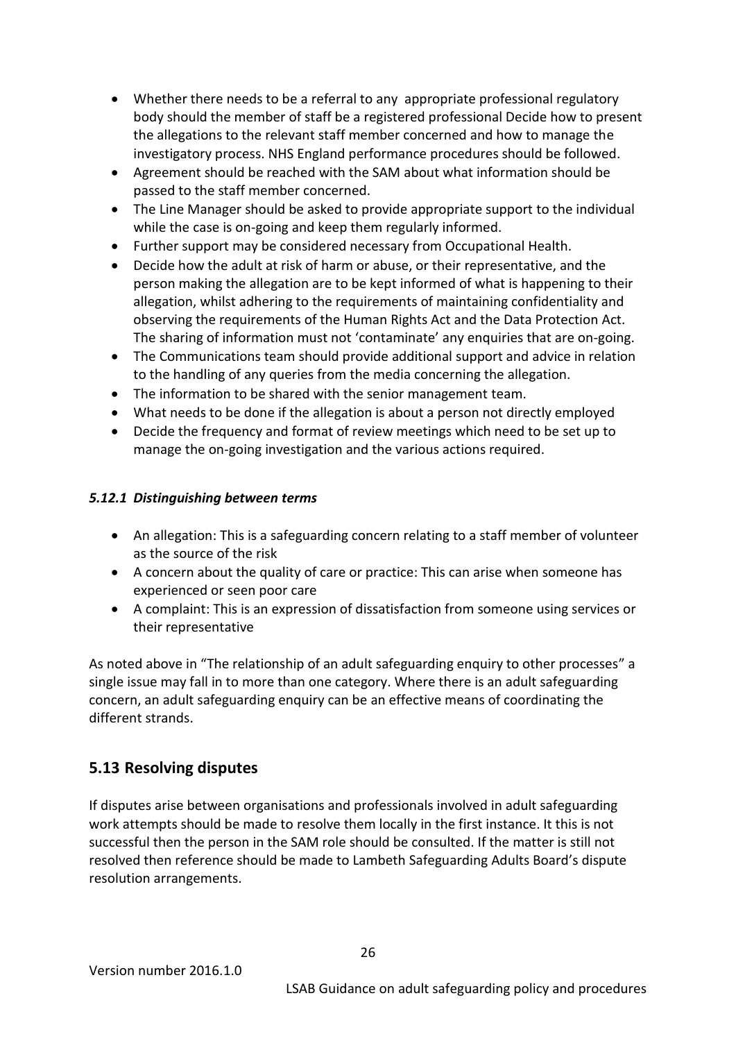- Whether there needs to be a referral to any appropriate professional regulatory body should the member of staff be a registered professional Decide how to present the allegations to the relevant staff member concerned and how to manage the investigatory process. NHS England performance procedures should be followed.
- Agreement should be reached with the SAM about what information should be passed to the staff member concerned.
- The Line Manager should be asked to provide appropriate support to the individual while the case is on-going and keep them regularly informed.
- Further support may be considered necessary from Occupational Health.
- Decide how the adult at risk of harm or abuse, or their representative, and the person making the allegation are to be kept informed of what is happening to their allegation, whilst adhering to the requirements of maintaining confidentiality and observing the requirements of the Human Rights Act and the Data Protection Act. The sharing of information must not 'contaminate' any enquiries that are on-going.
- The Communications team should provide additional support and advice in relation to the handling of any queries from the media concerning the allegation.
- The information to be shared with the senior management team.
- What needs to be done if the allegation is about a person not directly employed
- Decide the frequency and format of review meetings which need to be set up to manage the on-going investigation and the various actions required.

#### *5.12.1 Distinguishing between terms*

- An allegation: This is a safeguarding concern relating to a staff member of volunteer as the source of the risk
- A concern about the quality of care or practice: This can arise when someone has experienced or seen poor care
- A complaint: This is an expression of dissatisfaction from someone using services or their representative

As noted above in "The relationship of an adult safeguarding enquiry to other processes" a single issue may fall in to more than one category. Where there is an adult safeguarding concern, an adult safeguarding enquiry can be an effective means of coordinating the different strands.

## 5.13 Resolving disputes

If disputes arise between organisations and professionals involved in adult safeguarding work attempts should be made to resolve them locally in the first instance. It this is not successful then the person in the SAM role should be consulted. If the matter is still not resolved then reference should be made to Lambeth Safeguarding Adults Board's dispute resolution arrangements.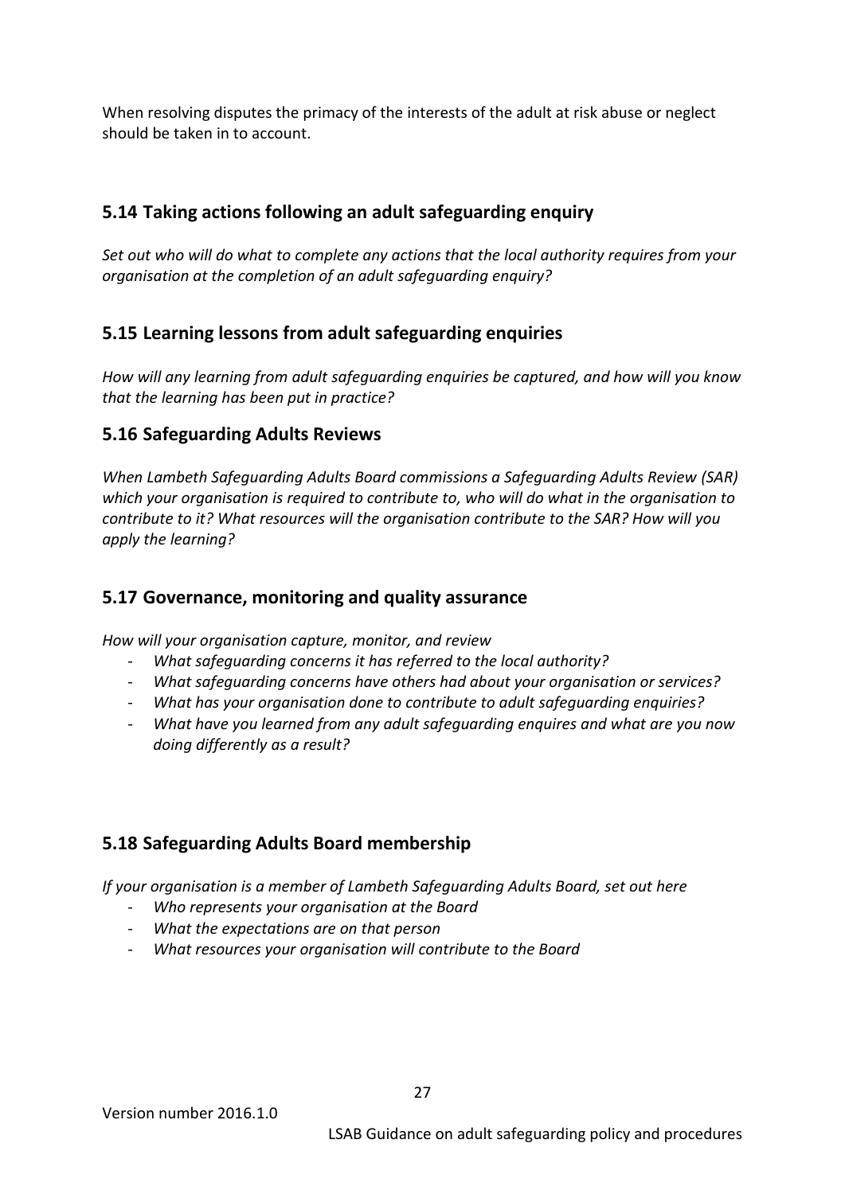When resolving disputes the primacy of the interests of the adult at risk abuse or neglect should be taken in to account.

## 5.14 Taking actions following an adult safeguarding enquiry

*Set out who will do what to complete any actions that the local authority requires from your organisation at the completion of an adult safeguarding enquiry?*

## 5.15 Learning lessons from adult safeguarding enquiries

*How will any learning from adult safeguarding enquiries be captured, and how will you know that the learning has been put in practice?*

## 5.16 Safeguarding Adults Reviews

*When Lambeth Safeguarding Adults Board commissions a Safeguarding Adults Review (SAR) which your organisation is required to contribute to, who will do what in the organisation to contribute to it? What resources will the organisation contribute to the SAR? How will you apply the learning?*

## 5.17 Governance, monitoring and quality assurance

*How will your organisation capture, monitor, and review*

- *What safeguarding concerns it has referred to the local authority?*
- *What safeguarding concerns have others had about your organisation or services?*
- *What has your organisation done to contribute to adult safeguarding enquiries?*
- *What have you learned from any adult safeguarding enquires and what are you now doing differently as a result?*

## 5.18 Safeguarding Adults Board membership

*If your organisation is a member of Lambeth Safeguarding Adults Board, set out here*

- *Who represents your organisation at the Board*
- *What the expectations are on that person*
- *What resources your organisation will contribute to the Board*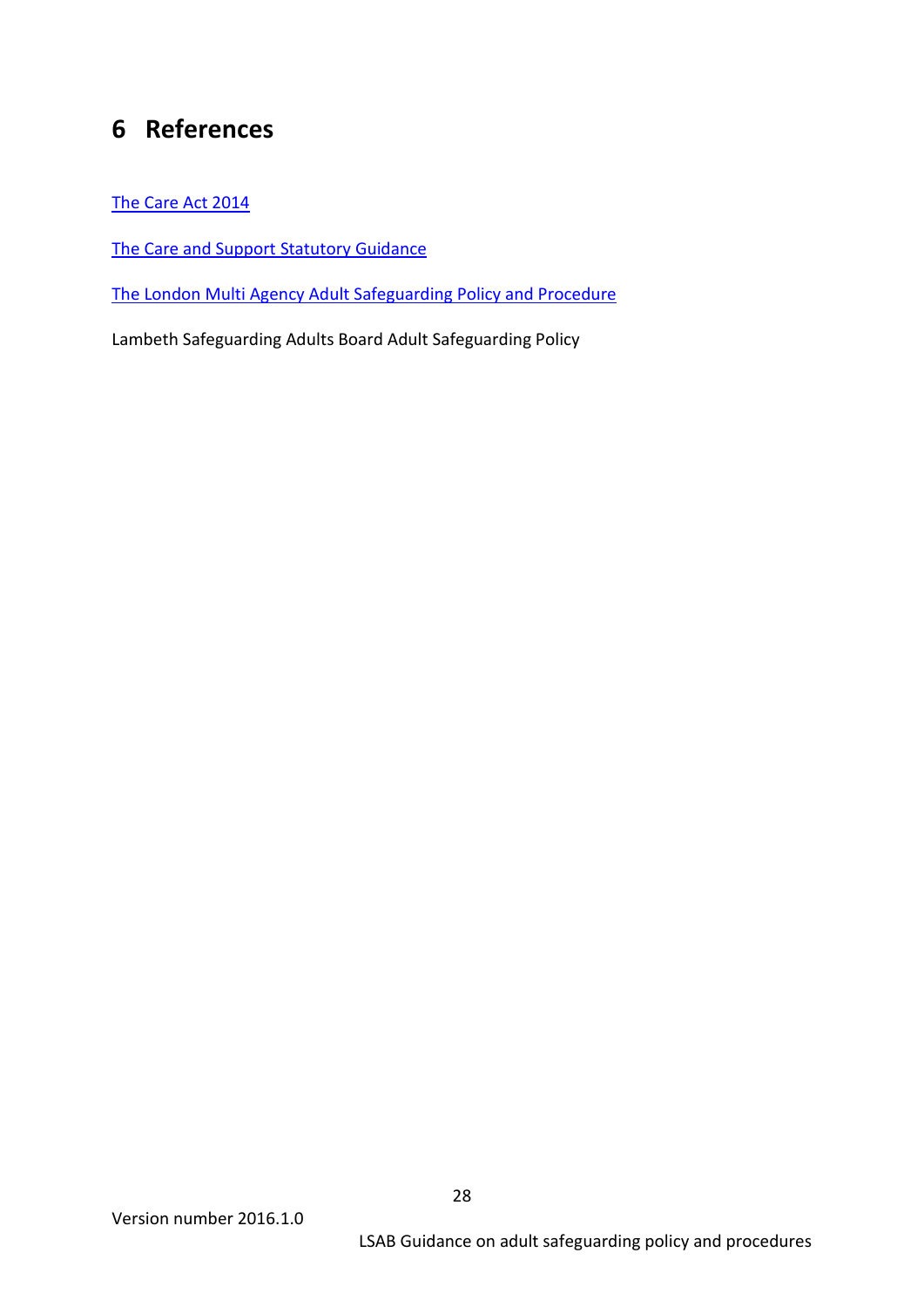# 6 References

The Care Act 2014

The Care and Support Statutory Guidance

The London Multi Agency Adult Safeguarding Policy and Procedure

Lambeth Safeguarding Adults Board Adult Safeguarding Policy